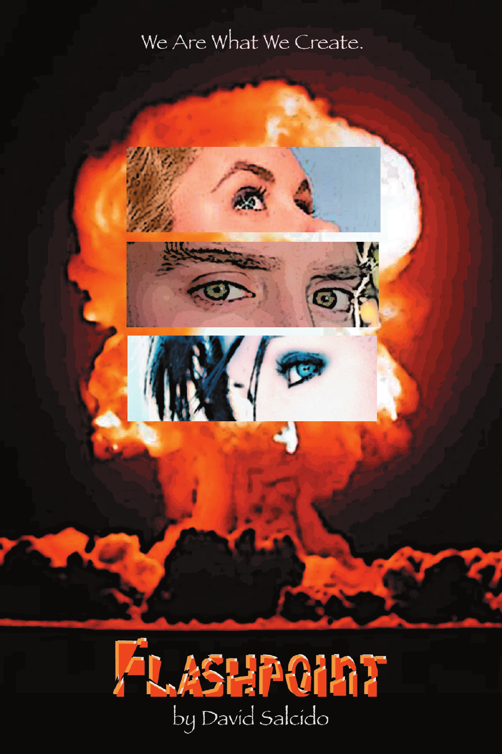We Are What We Create.

# Flashpoint

by David Salcido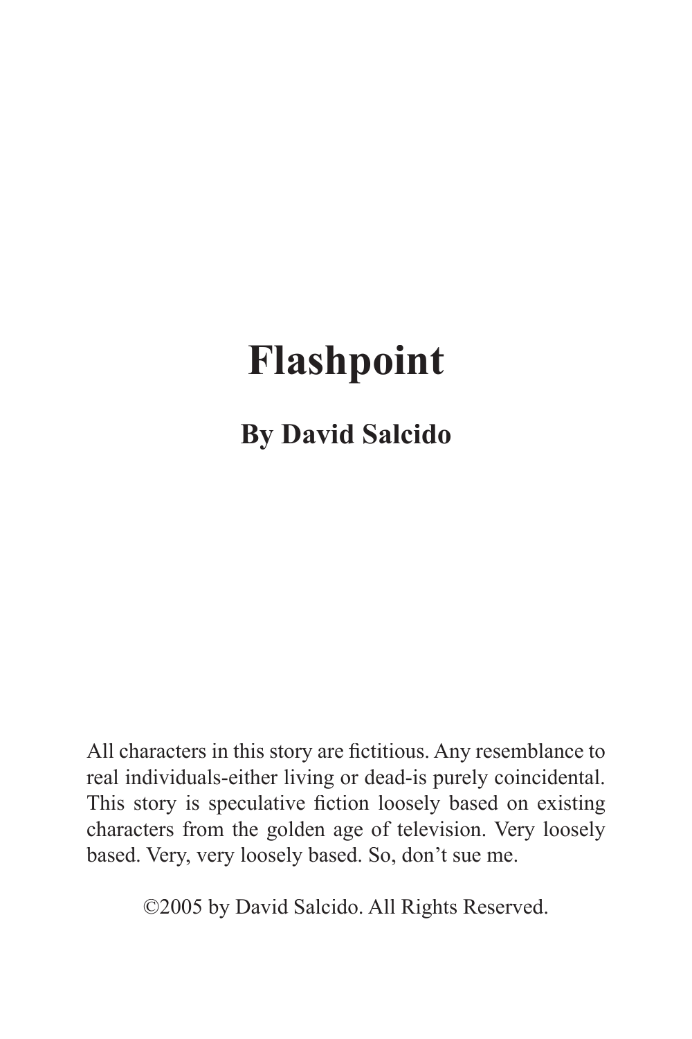# Flashpoint

## By David Salcido

All characters in this story are fictitious. Any resemblance to real individuals-either living or dead-is purely coincidental. This story is speculative fiction loosely based on existing characters from the golden age of television. Very loosely based. Very, very loosely based. So, don't sue me.

©2005 by David Salcido. All Rights Reserved.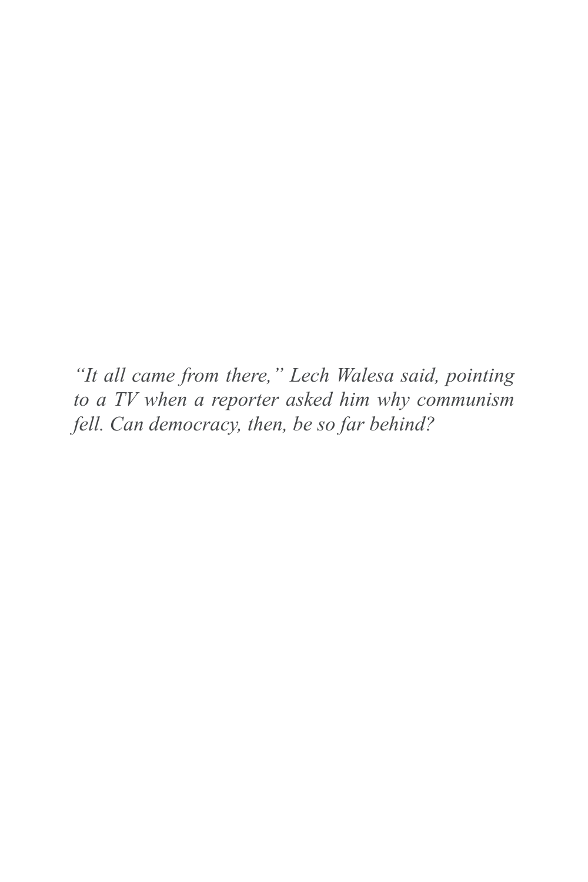*"It all came from there," Lech Walesa said, pointing to a TV when a reporter asked him why communism fell. Can democracy, then, be so far behind?*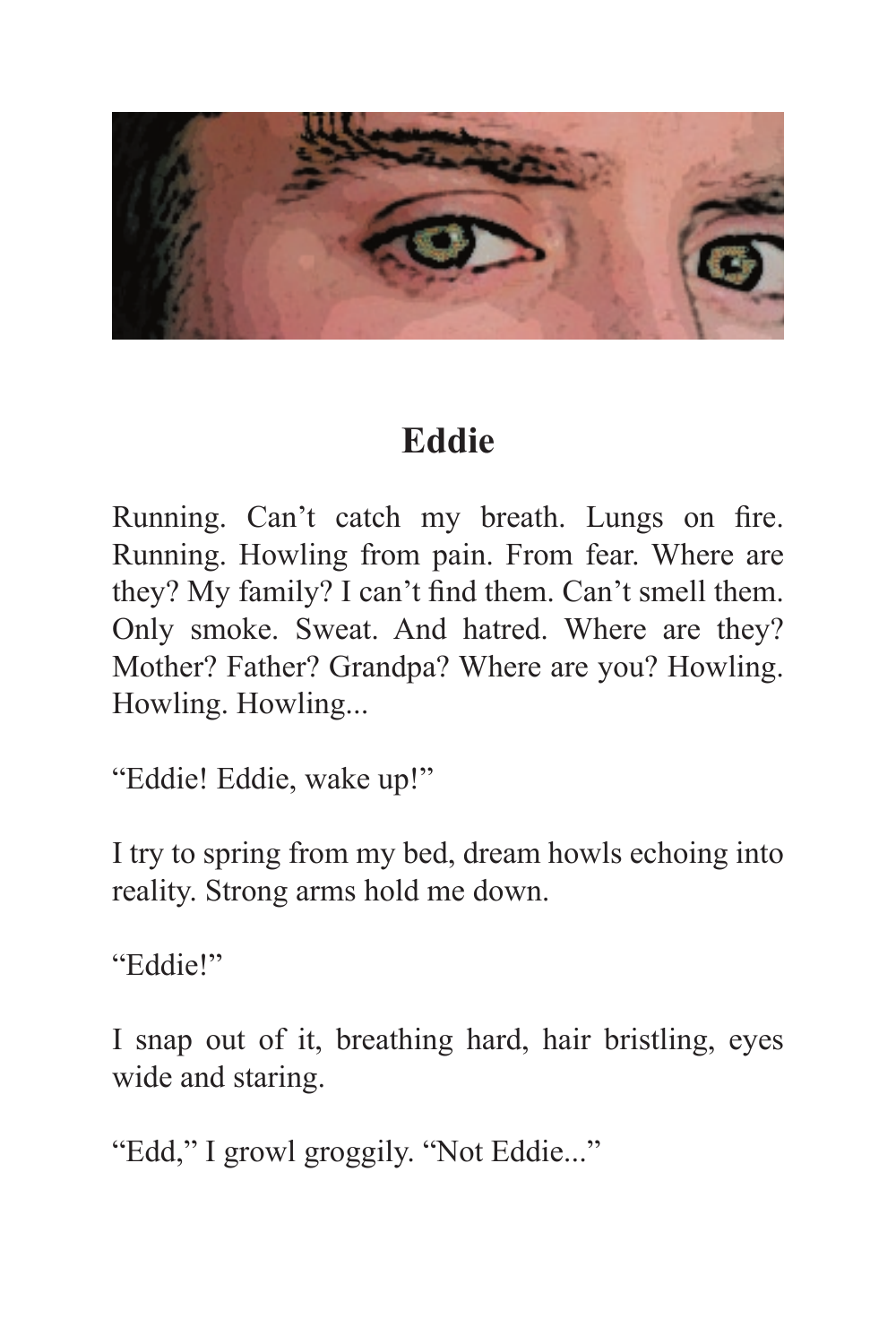# Eddie

Running. Can't catch my breath. Lungs on fire. Running. Howling from pain. From fear. Where are they? My family? I can't find them. Can't smell them. Only smoke. Sweat. And hatred. Where are they? Mother? Father? Grandpa? Where are you? Howling. Howling. Howling...

"Eddie! Eddie, wake up!"

I try to spring from my bed, dream howls echoing into reality. Strong arms hold me down.

"Eddie!"

I snap out of it, breathing hard, hair bristling, eyes wide and staring.

"Edd," I growl groggily. "Not Eddie..."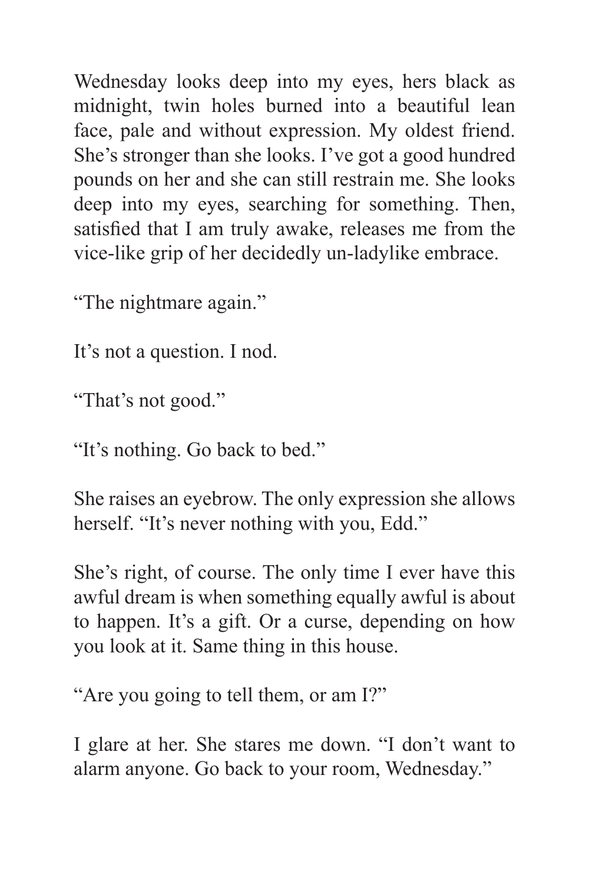Wednesday looks deep into my eyes, hers black as midnight, twin holes burned into a beautiful lean face, pale and without expression. My oldest friend. She's stronger than she looks. I've got a good hundred pounds on her and she can still restrain me. She looks deep into my eyes, searching for something. Then, satisfied that I am truly awake, releases me from the vice-like grip of her decidedly un-ladylike embrace.

"The nightmare again."

It's not a question. I nod.

"That's not good."

"It's nothing. Go back to bed."

She raises an eyebrow. The only expression she allows herself. "It's never nothing with you, Edd."

She's right, of course. The only time I ever have this awful dream is when something equally awful is about to happen. It's a gift. Or a curse, depending on how you look at it. Same thing in this house.

"Are you going to tell them, or am I?"

I glare at her. She stares me down. "I don't want to alarm anyone. Go back to your room, Wednesday."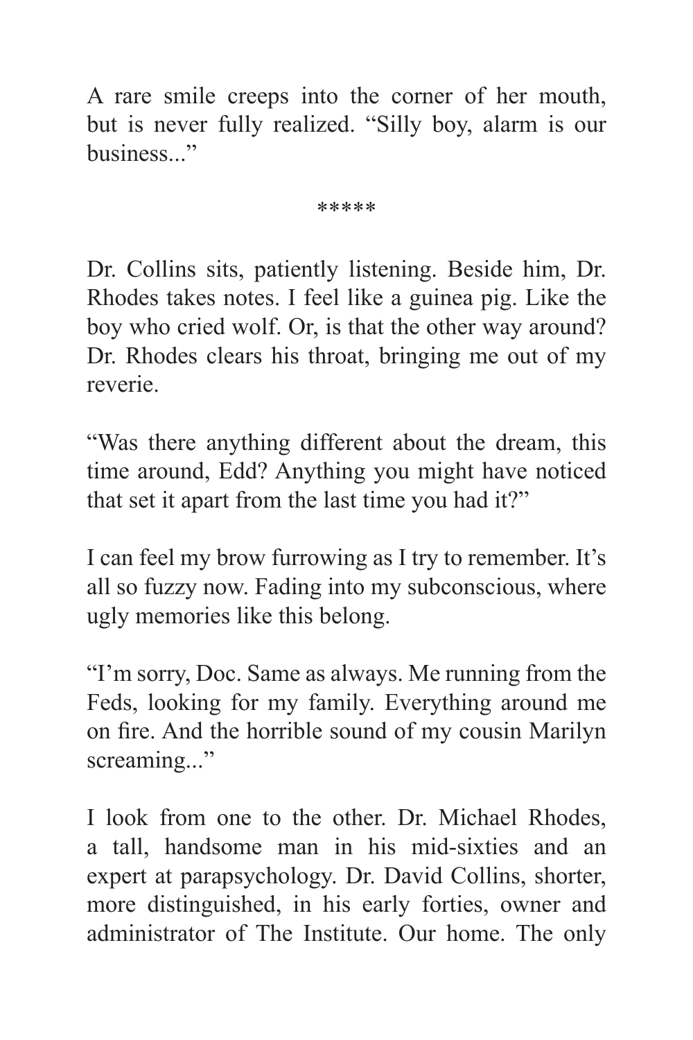A rare smile creeps into the corner of her mouth, but is never fully realized. "Silly boy, alarm is our business..."

*****

Dr. Collins sits, patiently listening. Beside him, Dr. Rhodes takes notes. I feel like a guinea pig. Like the boy who cried wolf. Or, is that the other way around? Dr. Rhodes clears his throat, bringing me out of my reverie.

"Was there anything different about the dream, this time around, Edd? Anything you might have noticed that set it apart from the last time you had it?"

I can feel my brow furrowing as I try to remember. It's all so fuzzy now. Fading into my subconscious, where ugly memories like this belong.

"I'm sorry, Doc. Same as always. Me running from the Feds, looking for my family. Everything around me on fire. And the horrible sound of my cousin Marilyn screaming..."

I look from one to the other. Dr. Michael Rhodes, a tall, handsome man in his mid-sixties and an expert at parapsychology. Dr. David Collins, shorter, more distinguished, in his early forties, owner and administrator of The Institute. Our home. The only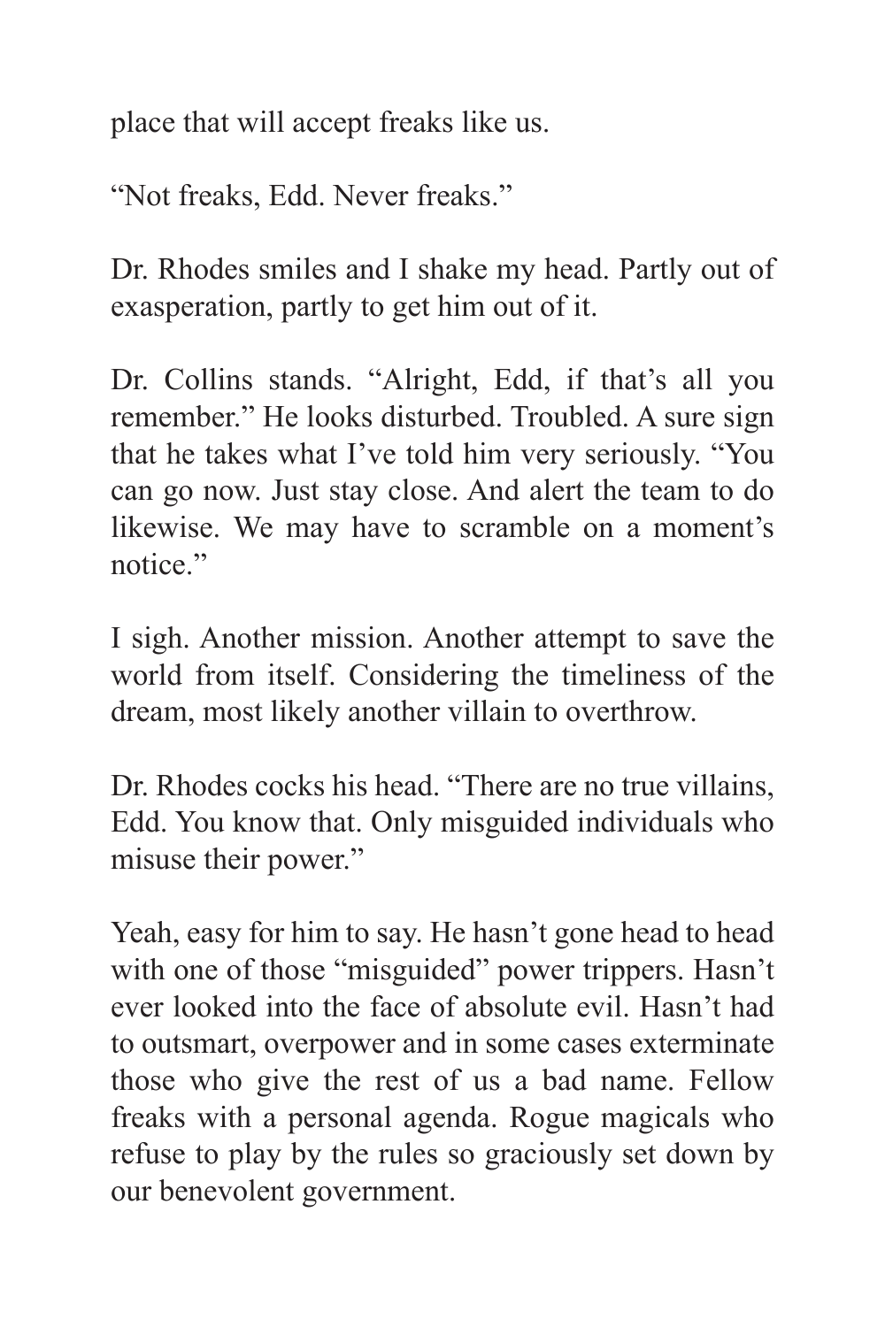place that will accept freaks like us.

“Not freaks, Edd. Never freaks.”

Dr. Rhodes smiles and I shake my head. Partly out of exasperation, partly to get him out of it.

Dr. Collins stands. “Alright, Edd, if that’s all you remember.” He looks disturbed. Troubled. A sure sign that he takes what I’ve told him very seriously. “You can go now. Just stay close. And alert the team to do likewise. We may have to scramble on a moment’s notice.”

I sigh. Another mission. Another attempt to save the world from itself. Considering the timeliness of the dream, most likely another villain to overthrow.

Dr. Rhodes cocks his head. “There are no true villains, Edd. You know that. Only misguided individuals who misuse their power.”

Yeah, easy for him to say. He hasn’t gone head to head with one of those “misguided” power trippers. Hasn’t ever looked into the face of absolute evil. Hasn’t had to outsmart, overpower and in some cases exterminate those who give the rest of us a bad name. Fellow freaks with a personal agenda. Rogue magicals who refuse to play by the rules so graciously set down by our benevolent government.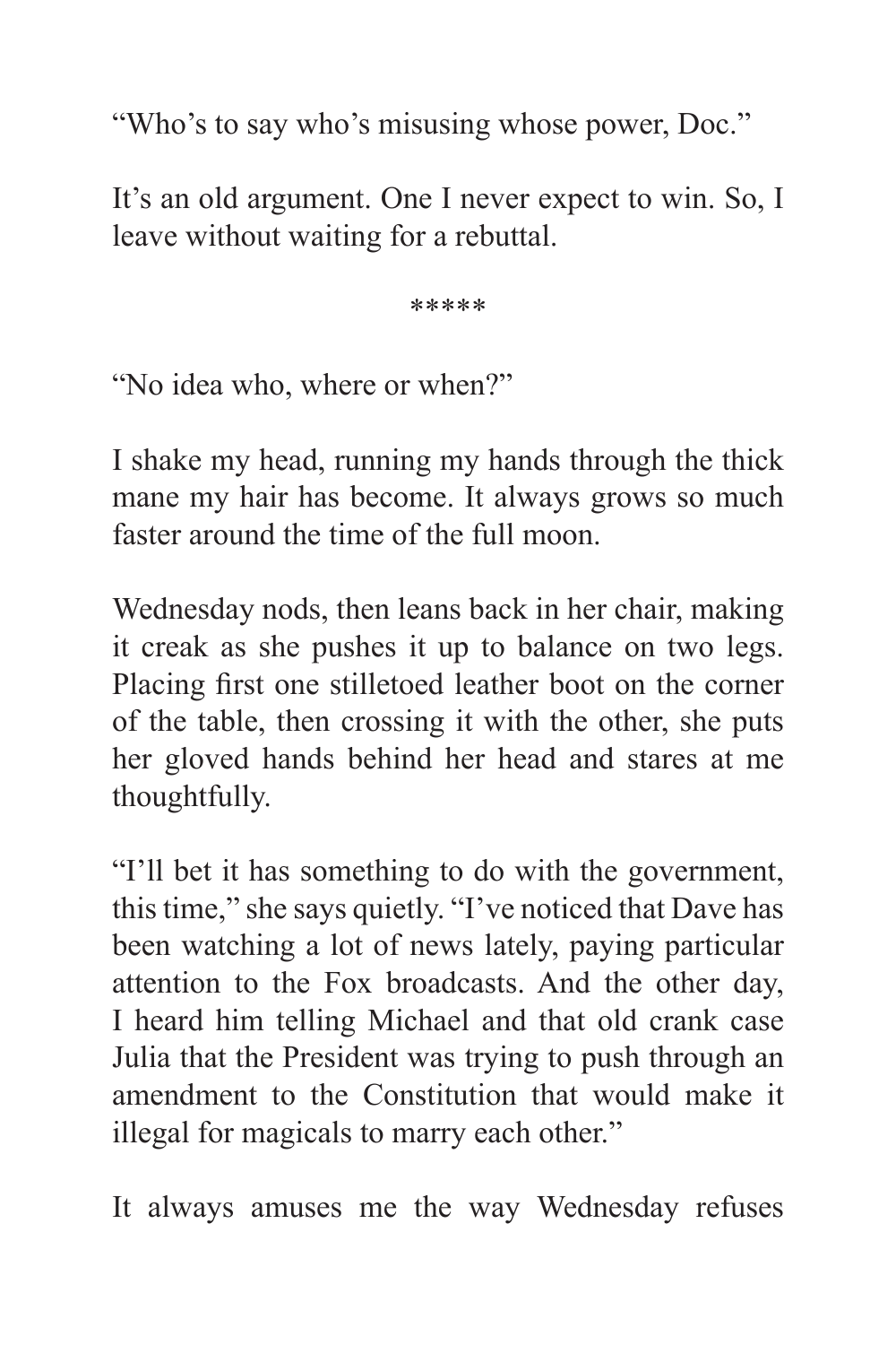"Who's to say who's misusing whose power, Doc."

It's an old argument. One I never expect to win. So, I leave without waiting for a rebuttal.

*****

"No idea who, where or when?"

I shake my head, running my hands through the thick mane my hair has become. It always grows so much faster around the time of the full moon.

Wednesday nods, then leans back in her chair, making it creak as she pushes it up to balance on two legs. Placing first one stilletoed leather boot on the corner of the table, then crossing it with the other, she puts her gloved hands behind her head and stares at me thoughtfully.

"I'll bet it has something to do with the government, this time," she says quietly. "I've noticed that Dave has been watching a lot of news lately, paying particular attention to the Fox broadcasts. And the other day, I heard him telling Michael and that old crank case Julia that the President was trying to push through an amendment to the Constitution that would make it illegal for magicals to marry each other."

It always amuses me the way Wednesday refuses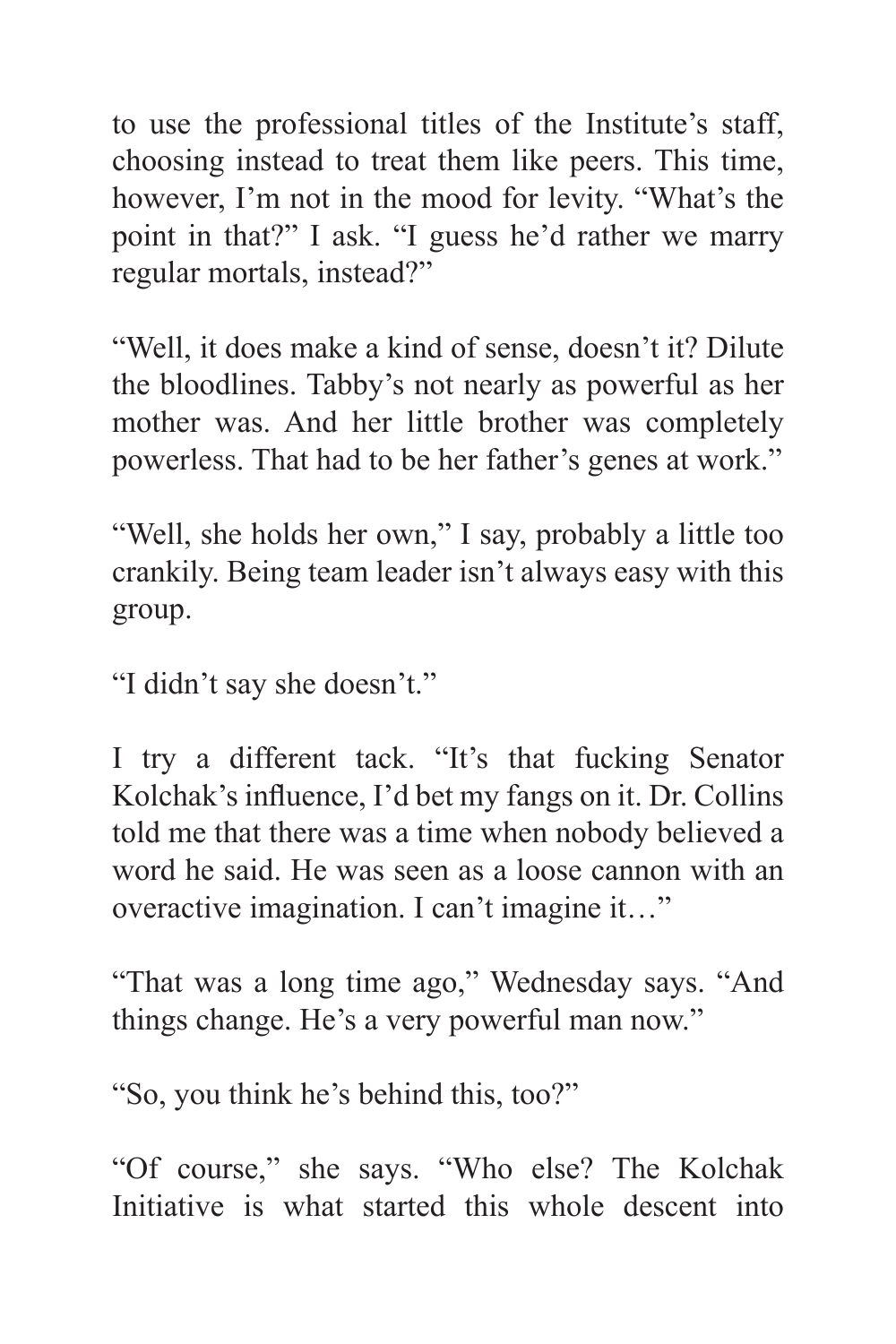to use the professional titles of the Institute's staff, choosing instead to treat them like peers. This time, however, I'm not in the mood for levity. "What's the point in that?" I ask. "I guess he'd rather we marry regular mortals, instead?"

"Well, it does make a kind of sense, doesn't it? Dilute the bloodlines. Tabby's not nearly as powerful as her mother was. And her little brother was completely powerless. That had to be her father's genes at work."

"Well, she holds her own," I say, probably a little too crankily. Being team leader isn't always easy with this group.

"I didn't say she doesn't."

I try a different tack. "It's that fucking Senator Kolchak's influence, I'd bet my fangs on it. Dr. Collins told me that there was a time when nobody believed a word he said. He was seen as a loose cannon with an overactive imagination. I can't imagine it…"

"That was a long time ago," Wednesday says. "And things change. He's a very powerful man now."

"So, you think he's behind this, too?"

"Of course," she says. "Who else? The Kolchak Initiative is what started this whole descent into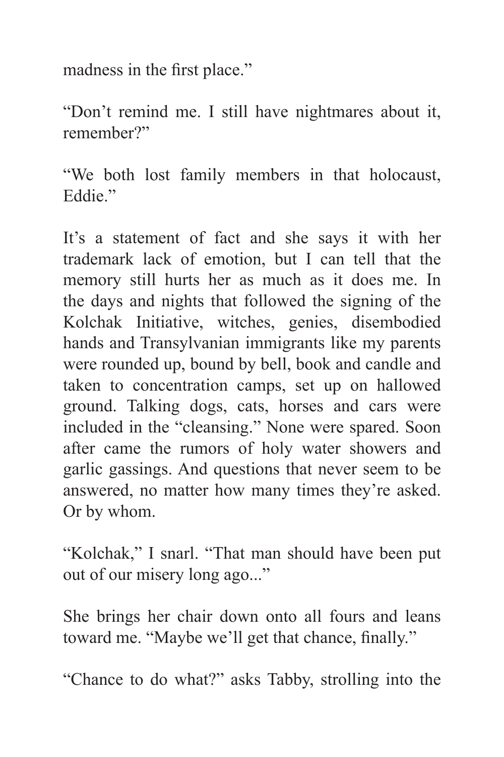madness in the first place."

"Don't remind me. I still have nightmares about it, remember?"

"We both lost family members in that holocaust, Eddie."

It's a statement of fact and she says it with her trademark lack of emotion, but I can tell that the memory still hurts her as much as it does me. In the days and nights that followed the signing of the Kolchak Initiative, witches, genies, disembodied hands and Transylvanian immigrants like my parents were rounded up, bound by bell, book and candle and taken to concentration camps, set up on hallowed ground. Talking dogs, cats, horses and cars were included in the "cleansing." None were spared. Soon after came the rumors of holy water showers and garlic gassings. And questions that never seem to be answered, no matter how many times they're asked. Or by whom.

"Kolchak," I snarl. "That man should have been put out of our misery long ago..."

She brings her chair down onto all fours and leans toward me. "Maybe we'll get that chance, finally."

"Chance to do what?" asks Tabby, strolling into the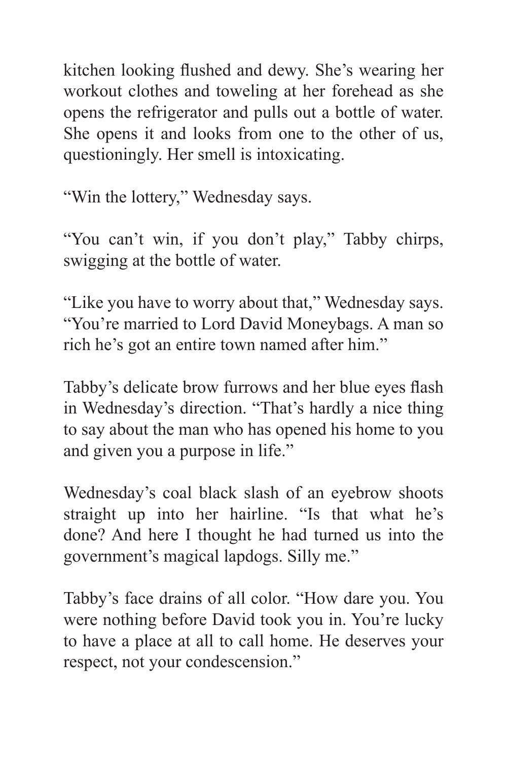kitchen looking flushed and dewy. She's wearing her workout clothes and toweling at her forehead as she opens the refrigerator and pulls out a bottle of water. She opens it and looks from one to the other of us, questioningly. Her smell is intoxicating.

"Win the lottery," Wednesday says.

"You can't win, if you don't play," Tabby chirps, swigging at the bottle of water.

"Like you have to worry about that," Wednesday says. "You're married to Lord David Moneybags. A man so rich he's got an entire town named after him."

Tabby's delicate brow furrows and her blue eyes flash in Wednesday's direction. "That's hardly a nice thing to say about the man who has opened his home to you and given you a purpose in life."

Wednesday's coal black slash of an eyebrow shoots straight up into her hairline. "Is that what he's done? And here I thought he had turned us into the government's magical lapdogs. Silly me."

Tabby's face drains of all color. "How dare you. You were nothing before David took you in. You're lucky to have a place at all to call home. He deserves your respect, not your condescension."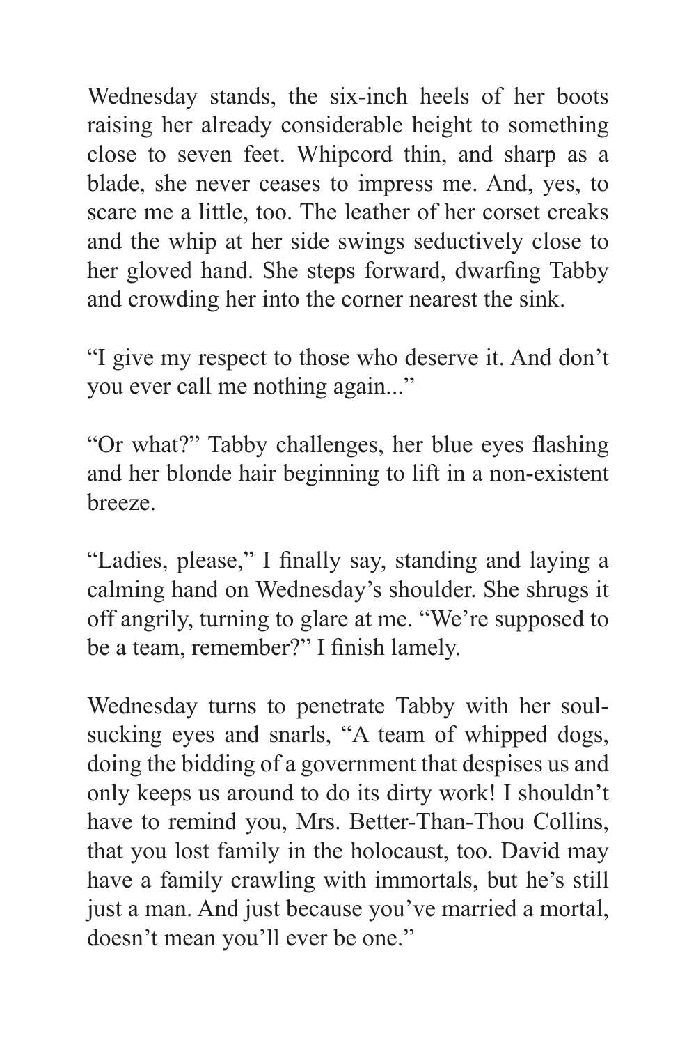Wednesday stands, the six-inch heels of her boots raising her already considerable height to something close to seven feet. Whipcord thin, and sharp as a blade, she never ceases to impress me. And, yes, to scare me a little, too. The leather of her corset creaks and the whip at her side swings seductively close to her gloved hand. She steps forward, dwarfing Tabby and crowding her into the corner nearest the sink.

"I give my respect to those who deserve it. And don't you ever call me nothing again..."

"Or what?" Tabby challenges, her blue eyes flashing and her blonde hair beginning to lift in a non-existent breeze.

"Ladies, please," I finally say, standing and laying a calming hand on Wednesday's shoulder. She shrugs it off angrily, turning to glare at me. "We're supposed to be a team, remember?" I finish lamely.

Wednesday turns to penetrate Tabby with her soul-sucking eyes and snarls, "A team of whipped dogs, doing the bidding of a government that despises us and only keeps us around to do its dirty work! I shouldn't have to remind you, Mrs. Better-Than-Thou Collins, that you lost family in the holocaust, too. David may have a family crawling with immortals, but he's still just a man. And just because you've married a mortal, doesn't mean you'll ever be one."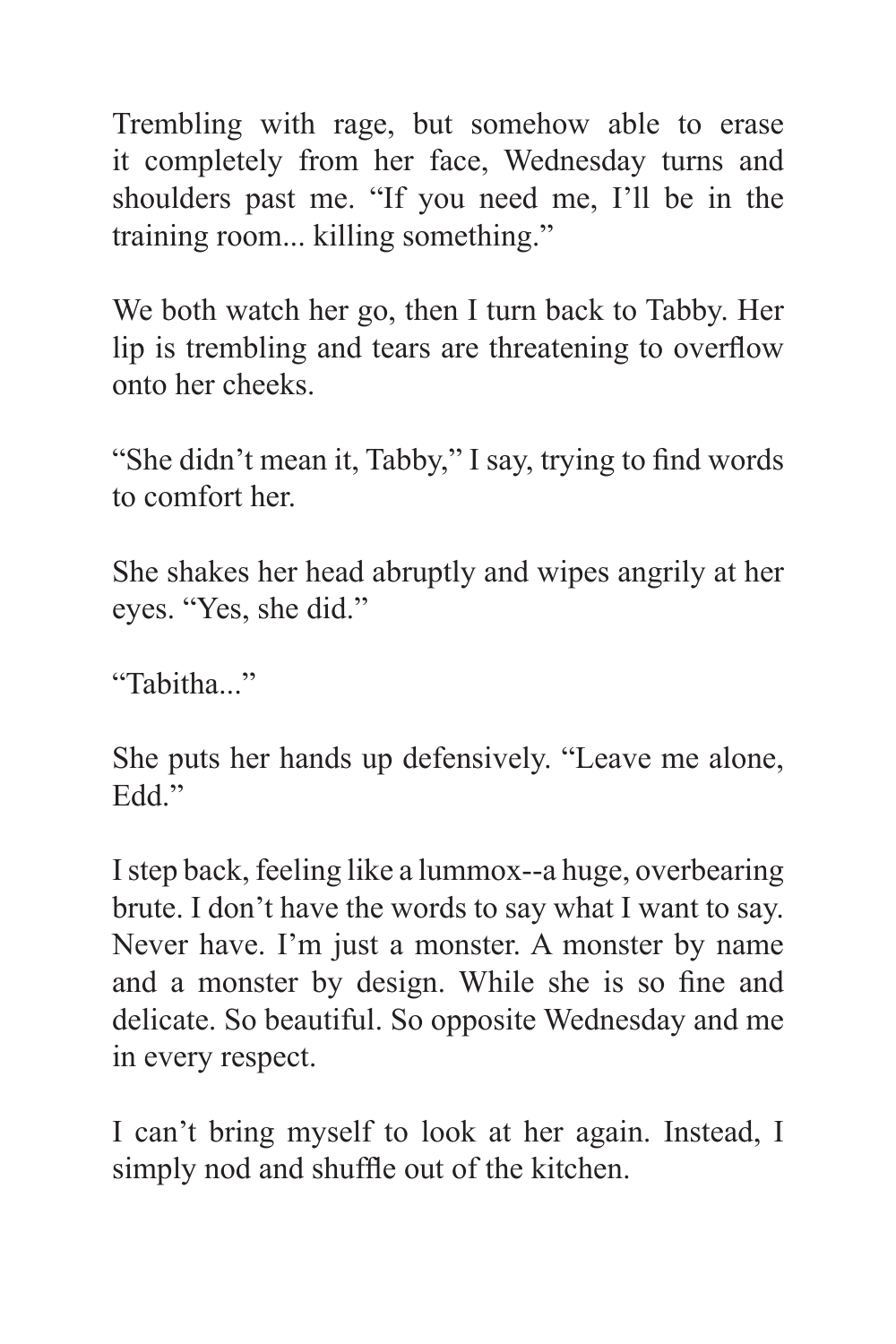Trembling with rage, but somehow able to erase it completely from her face, Wednesday turns and shoulders past me. “If you need me, I’ll be in the training room... killing something.”

We both watch her go, then I turn back to Tabby. Her lip is trembling and tears are threatening to overflow onto her cheeks.

“She didn’t mean it, Tabby,” I say, trying to find words to comfort her.

She shakes her head abruptly and wipes angrily at her eyes. “Yes, she did.”

“Tabitha...”

She puts her hands up defensively. “Leave me alone, Edd.”

I step back, feeling like a lummox--a huge, overbearing brute. I don’t have the words to say what I want to say. Never have. I’m just a monster. A monster by name and a monster by design. While she is so fine and delicate. So beautiful. So opposite Wednesday and me in every respect.

I can’t bring myself to look at her again. Instead, I simply nod and shuffle out of the kitchen.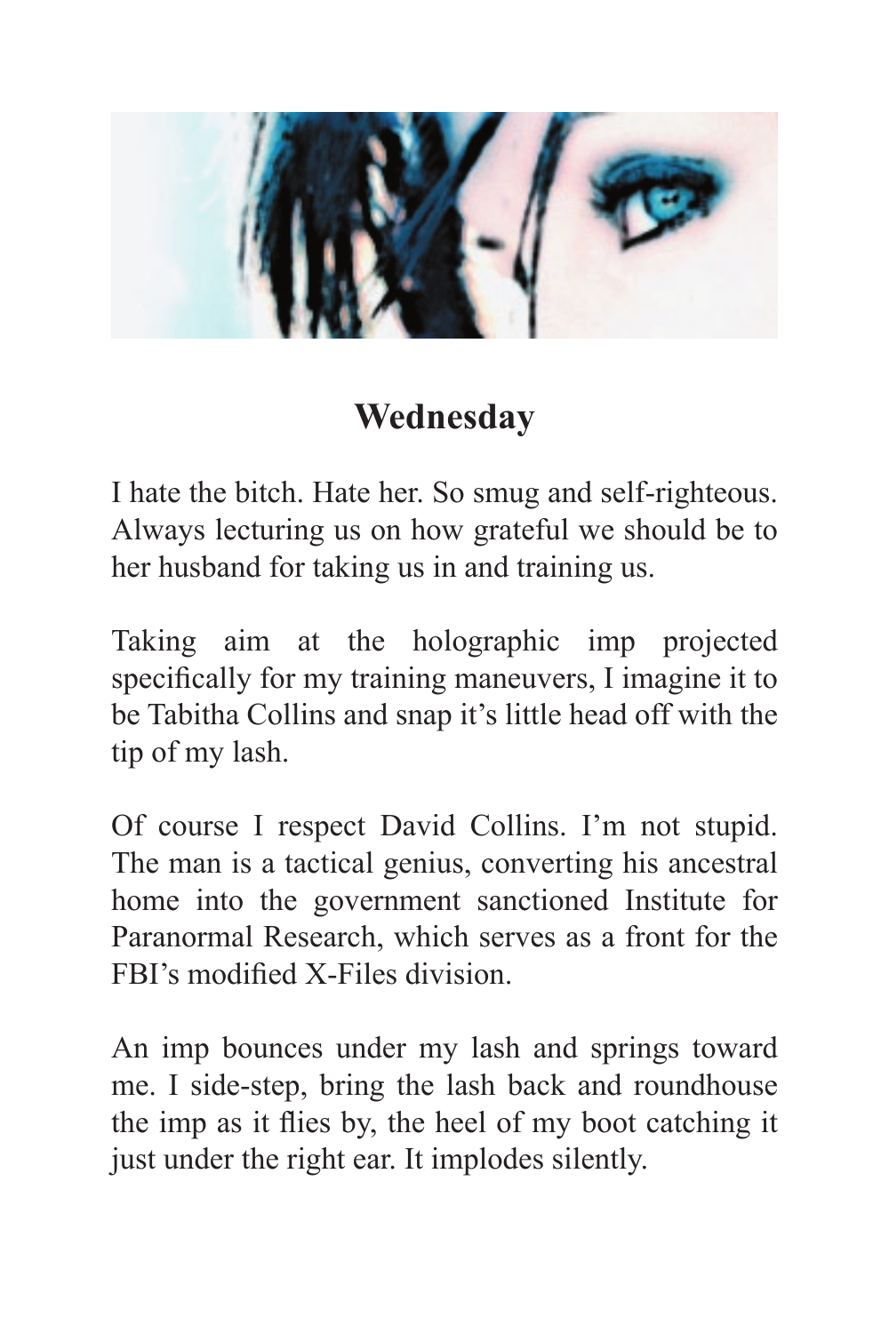## Wednesday

I hate the bitch. Hate her. So smug and self-righteous. Always lecturing us on how grateful we should be to her husband for taking us in and training us.

Taking aim at the holographic imp projected specifically for my training maneuvers, I imagine it to be Tabitha Collins and snap it's little head off with the tip of my lash.

Of course I respect David Collins. I'm not stupid. The man is a tactical genius, converting his ancestral home into the government sanctioned Institute for Paranormal Research, which serves as a front for the FBI's modified X-Files division.

An imp bounces under my lash and springs toward me. I side-step, bring the lash back and roundhouse the imp as it flies by, the heel of my boot catching it just under the right ear. It implodes silently.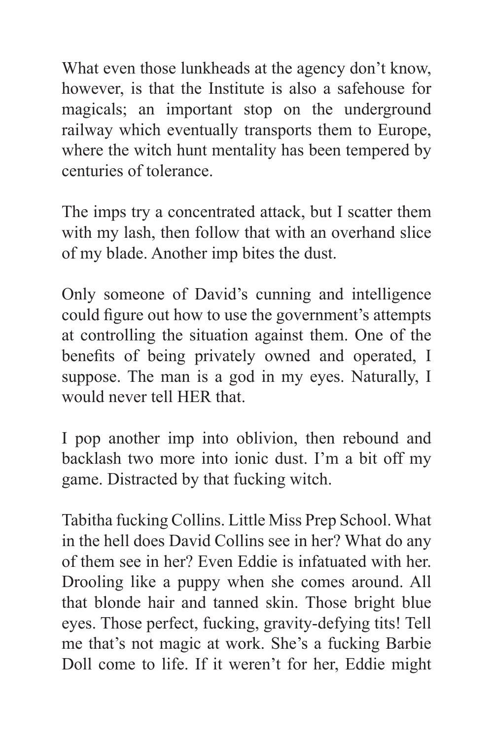What even those lunkheads at the agency don't know, however, is that the Institute is also a safehouse for magicals; an important stop on the underground railway which eventually transports them to Europe, where the witch hunt mentality has been tempered by centuries of tolerance.

The imps try a concentrated attack, but I scatter them with my lash, then follow that with an overhand slice of my blade. Another imp bites the dust.

Only someone of David's cunning and intelligence could figure out how to use the government's attempts at controlling the situation against them. One of the benefits of being privately owned and operated, I suppose. The man is a god in my eyes. Naturally, I would never tell HER that.

I pop another imp into oblivion, then rebound and backlash two more into ionic dust. I'm a bit off my game. Distracted by that fucking witch.

Tabitha fucking Collins. Little Miss Prep School. What in the hell does David Collins see in her? What do any of them see in her? Even Eddie is infatuated with her. Drooling like a puppy when she comes around. All that blonde hair and tanned skin. Those bright blue eyes. Those perfect, fucking, gravity-defying tits! Tell me that's not magic at work. She's a fucking Barbie Doll come to life. If it weren't for her, Eddie might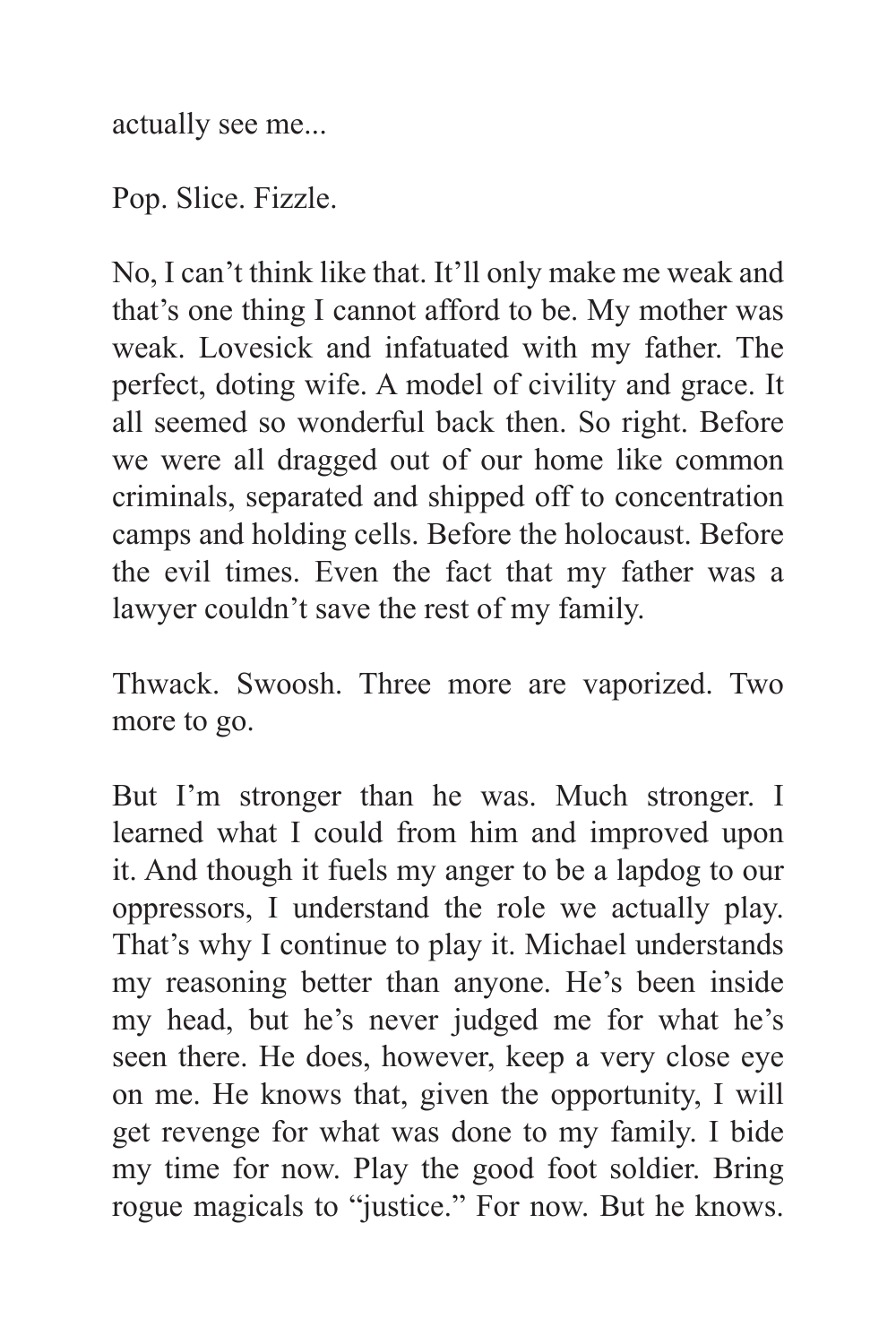actually see me...

Pop. Slice. Fizzle.

No, I can't think like that. It'll only make me weak and that's one thing I cannot afford to be. My mother was weak. Lovesick and infatuated with my father. The perfect, doting wife. A model of civility and grace. It all seemed so wonderful back then. So right. Before we were all dragged out of our home like common criminals, separated and shipped off to concentration camps and holding cells. Before the holocaust. Before the evil times. Even the fact that my father was a lawyer couldn't save the rest of my family.

Thwack. Swoosh. Three more are vaporized. Two more to go.

But I'm stronger than he was. Much stronger. I learned what I could from him and improved upon it. And though it fuels my anger to be a lapdog to our oppressors, I understand the role we actually play. That's why I continue to play it. Michael understands my reasoning better than anyone. He's been inside my head, but he's never judged me for what he's seen there. He does, however, keep a very close eye on me. He knows that, given the opportunity, I will get revenge for what was done to my family. I bide my time for now. Play the good foot soldier. Bring rogue magicals to "justice." For now. But he knows.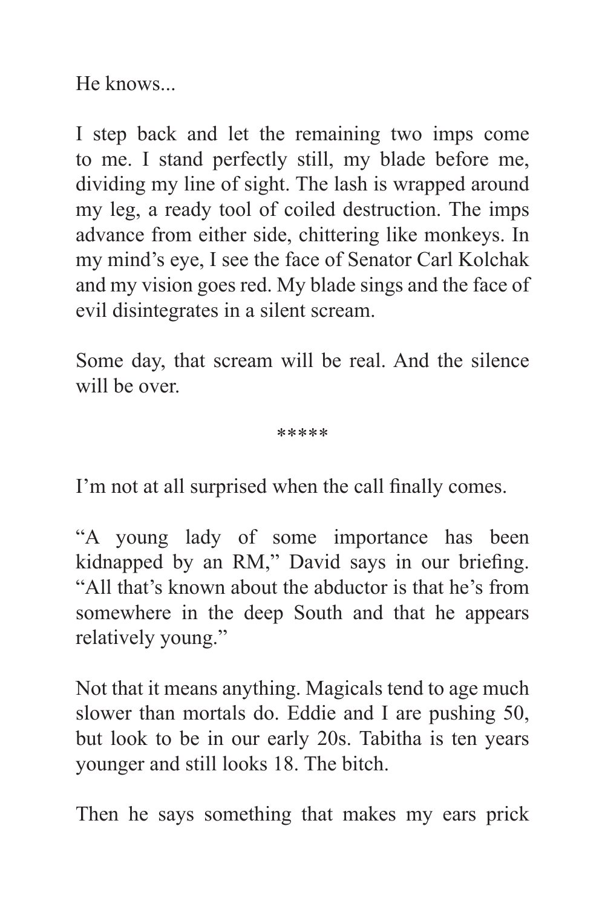He knows...

I step back and let the remaining two imps come to me. I stand perfectly still, my blade before me, dividing my line of sight. The lash is wrapped around my leg, a ready tool of coiled destruction. The imps advance from either side, chittering like monkeys. In my mind's eye, I see the face of Senator Carl Kolchak and my vision goes red. My blade sings and the face of evil disintegrates in a silent scream.

Some day, that scream will be real. And the silence will be over.

*****

I'm not at all surprised when the call finally comes.

"A young lady of some importance has been kidnapped by an RM," David says in our briefing. "All that's known about the abductor is that he's from somewhere in the deep South and that he appears relatively young."

Not that it means anything. Magicals tend to age much slower than mortals do. Eddie and I are pushing 50, but look to be in our early 20s. Tabitha is ten years younger and still looks 18. The bitch.

Then he says something that makes my ears prick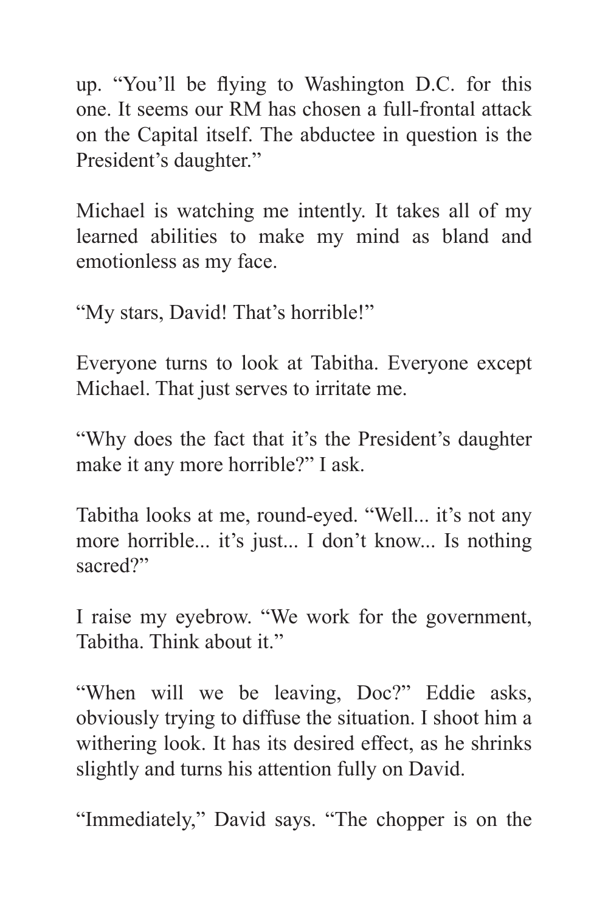up. "You'll be flying to Washington D.C. for this one. It seems our RM has chosen a full-frontal attack on the Capital itself. The abductee in question is the President's daughter."

Michael is watching me intently. It takes all of my learned abilities to make my mind as bland and emotionless as my face.

"My stars, David! That's horrible!"

Everyone turns to look at Tabitha. Everyone except Michael. That just serves to irritate me.

"Why does the fact that it's the President's daughter make it any more horrible?" I ask.

Tabitha looks at me, round-eyed. "Well... it's not any more horrible... it's just... I don't know... Is nothing sacred?"

I raise my eyebrow. "We work for the government, Tabitha. Think about it."

"When will we be leaving, Doc?" Eddie asks, obviously trying to diffuse the situation. I shoot him a withering look. It has its desired effect, as he shrinks slightly and turns his attention fully on David.

"Immediately," David says. "The chopper is on the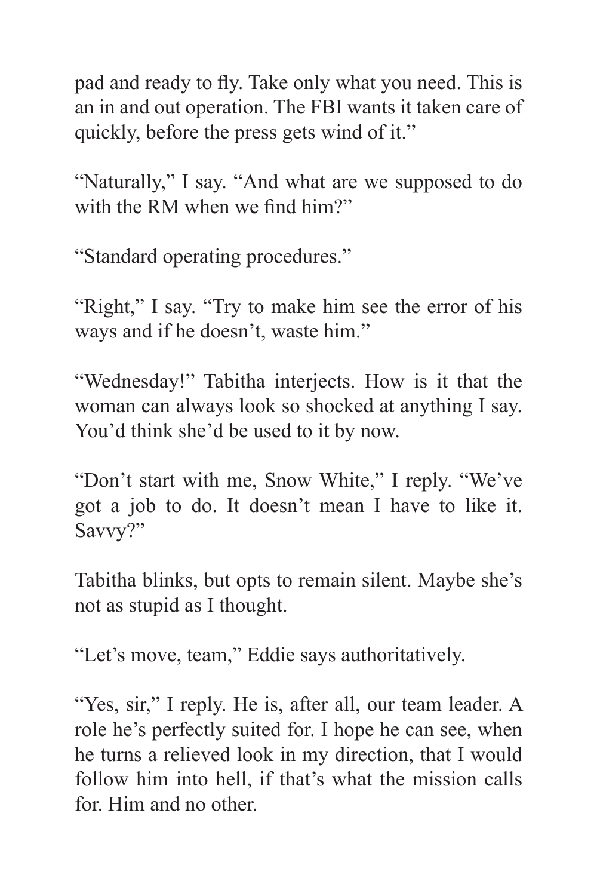pad and ready to fly. Take only what you need. This is an in and out operation. The FBI wants it taken care of quickly, before the press gets wind of it."

"Naturally," I say. "And what are we supposed to do with the RM when we find him?"

"Standard operating procedures."

"Right," I say. "Try to make him see the error of his ways and if he doesn't, waste him."

"Wednesday!" Tabitha interjects. How is it that the woman can always look so shocked at anything I say. You'd think she'd be used to it by now.

"Don't start with me, Snow White," I reply. "We've got a job to do. It doesn't mean I have to like it. Savvy?"

Tabitha blinks, but opts to remain silent. Maybe she's not as stupid as I thought.

"Let's move, team," Eddie says authoritatively.

"Yes, sir," I reply. He is, after all, our team leader. A role he's perfectly suited for. I hope he can see, when he turns a relieved look in my direction, that I would follow him into hell, if that's what the mission calls for. Him and no other.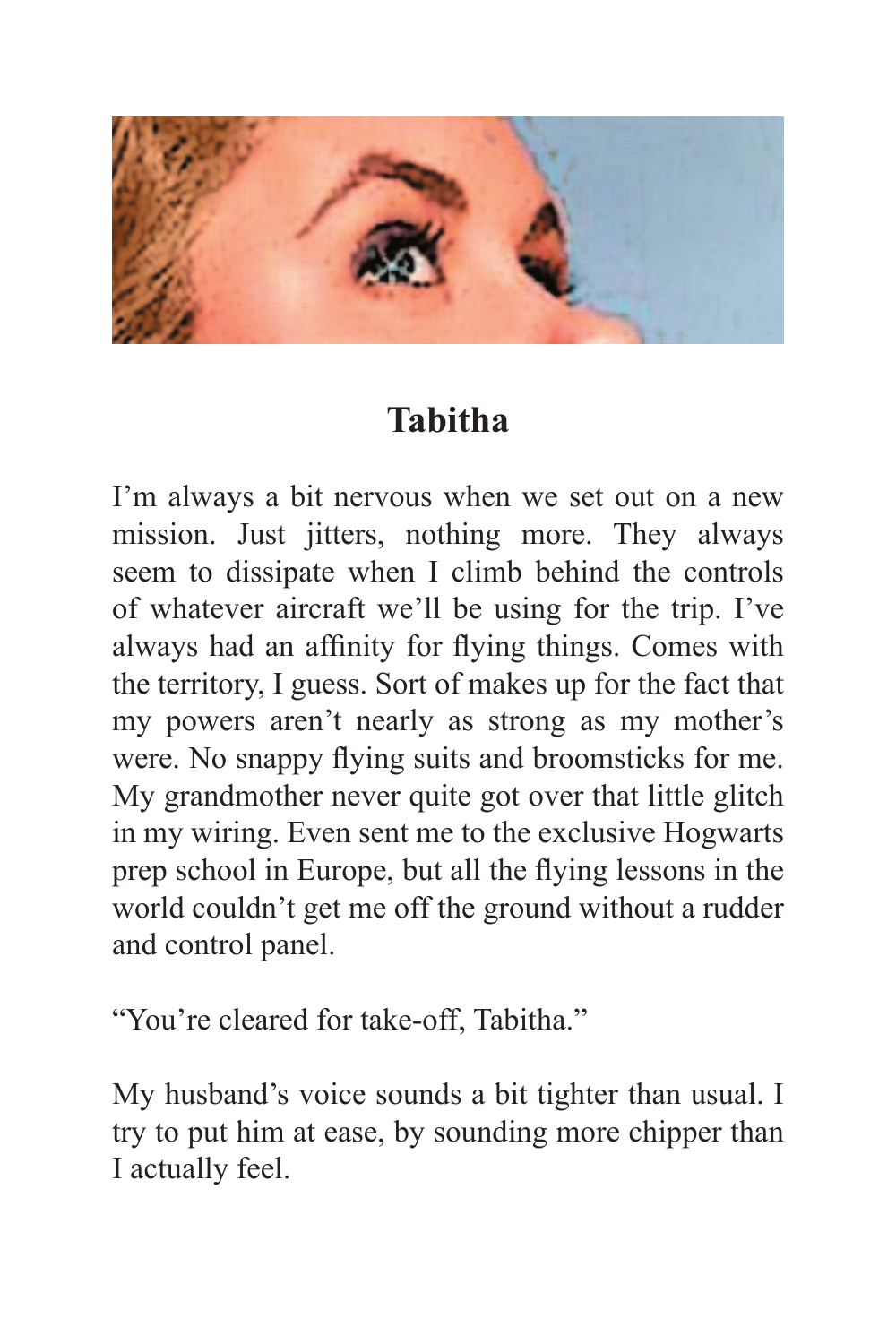# Tabitha

I'm always a bit nervous when we set out on a new mission. Just jitters, nothing more. They always seem to dissipate when I climb behind the controls of whatever aircraft we'll be using for the trip. I've always had an affinity for flying things. Comes with the territory, I guess. Sort of makes up for the fact that my powers aren't nearly as strong as my mother's were. No snappy flying suits and broomsticks for me. My grandmother never quite got over that little glitch in my wiring. Even sent me to the exclusive Hogwarts prep school in Europe, but all the flying lessons in the world couldn't get me off the ground without a rudder and control panel.

"You're cleared for take-off, Tabitha."

My husband's voice sounds a bit tighter than usual. I try to put him at ease, by sounding more chipper than I actually feel.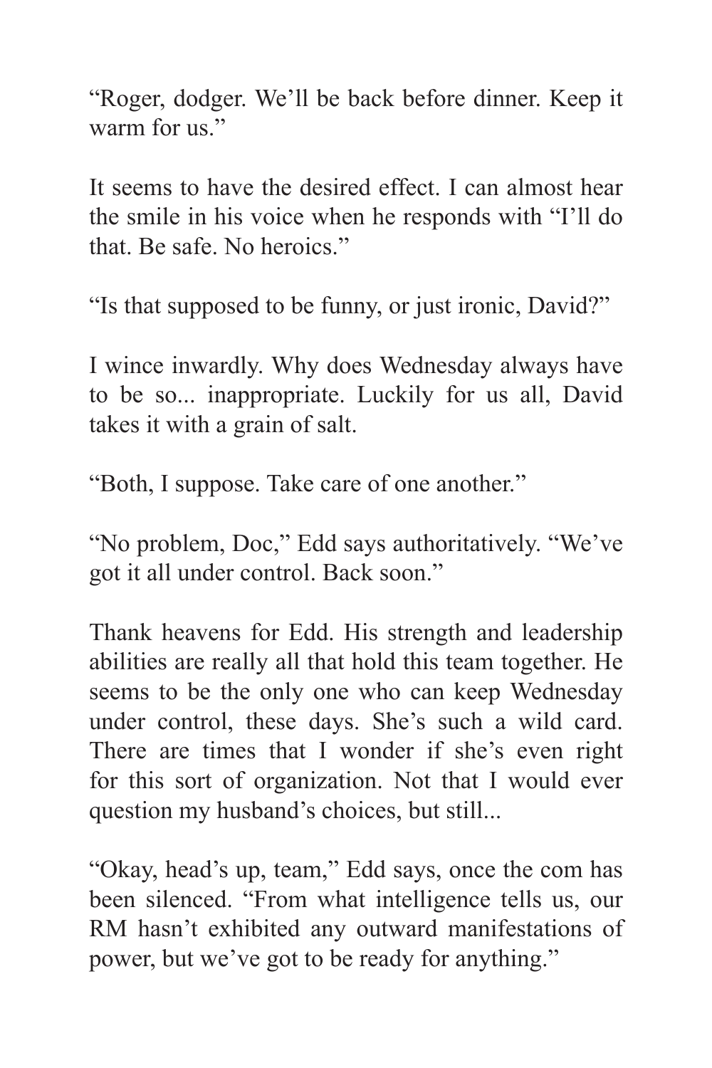“Roger, dodger. We’ll be back before dinner. Keep it warm for us.”

It seems to have the desired effect. I can almost hear the smile in his voice when he responds with “I’ll do that. Be safe. No heroics.”

“Is that supposed to be funny, or just ironic, David?”

I wince inwardly. Why does Wednesday always have to be so... inappropriate. Luckily for us all, David takes it with a grain of salt.

“Both, I suppose. Take care of one another.”

“No problem, Doc,” Edd says authoritatively. “We’ve got it all under control. Back soon.”

Thank heavens for Edd. His strength and leadership abilities are really all that hold this team together. He seems to be the only one who can keep Wednesday under control, these days. She’s such a wild card. There are times that I wonder if she’s even right for this sort of organization. Not that I would ever question my husband’s choices, but still...

“Okay, head’s up, team,” Edd says, once the com has been silenced. “From what intelligence tells us, our RM hasn’t exhibited any outward manifestations of power, but we’ve got to be ready for anything.”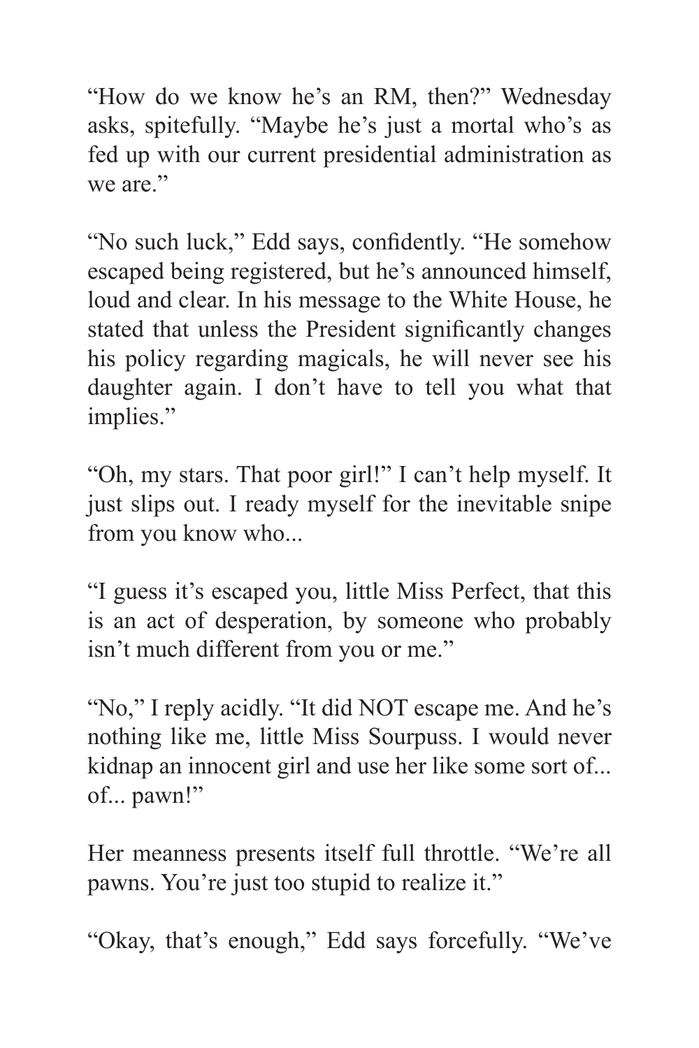"How do we know he's an RM, then?" Wednesday asks, spitefully. "Maybe he's just a mortal who's as fed up with our current presidential administration as we are."

"No such luck," Edd says, confidently. "He somehow escaped being registered, but he's announced himself, loud and clear. In his message to the White House, he stated that unless the President significantly changes his policy regarding magicals, he will never see his daughter again. I don't have to tell you what that implies."

"Oh, my stars. That poor girl!" I can't help myself. It just slips out. I ready myself for the inevitable snipe from you know who...

"I guess it's escaped you, little Miss Perfect, that this is an act of desperation, by someone who probably isn't much different from you or me."

"No," I reply acidly. "It did NOT escape me. And he's nothing like me, little Miss Sourpuss. I would never kidnap an innocent girl and use her like some sort of... of... pawn!"

Her meanness presents itself full throttle. "We're all pawns. You're just too stupid to realize it."

"Okay, that's enough," Edd says forcefully. "We've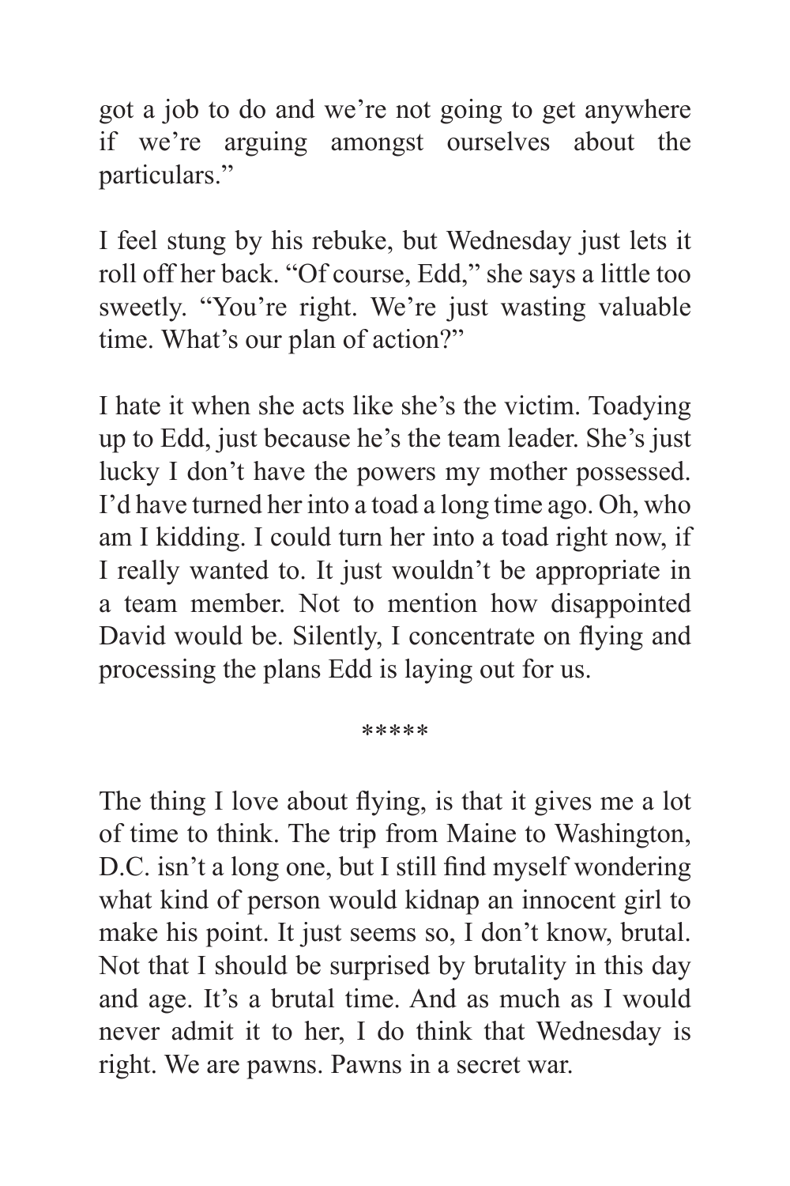got a job to do and we're not going to get anywhere if we're arguing amongst ourselves about the particulars."

I feel stung by his rebuke, but Wednesday just lets it roll off her back. "Of course, Edd," she says a little too sweetly. "You're right. We're just wasting valuable time. What's our plan of action?"

I hate it when she acts like she's the victim. Toadying up to Edd, just because he's the team leader. She's just lucky I don't have the powers my mother possessed. I'd have turned her into a toad a long time ago. Oh, who am I kidding. I could turn her into a toad right now, if I really wanted to. It just wouldn't be appropriate in a team member. Not to mention how disappointed David would be. Silently, I concentrate on flying and processing the plans Edd is laying out for us.

*****

The thing I love about flying, is that it gives me a lot of time to think. The trip from Maine to Washington, D.C. isn't a long one, but I still find myself wondering what kind of person would kidnap an innocent girl to make his point. It just seems so, I don't know, brutal. Not that I should be surprised by brutality in this day and age. It's a brutal time. And as much as I would never admit it to her, I do think that Wednesday is right. We are pawns. Pawns in a secret war.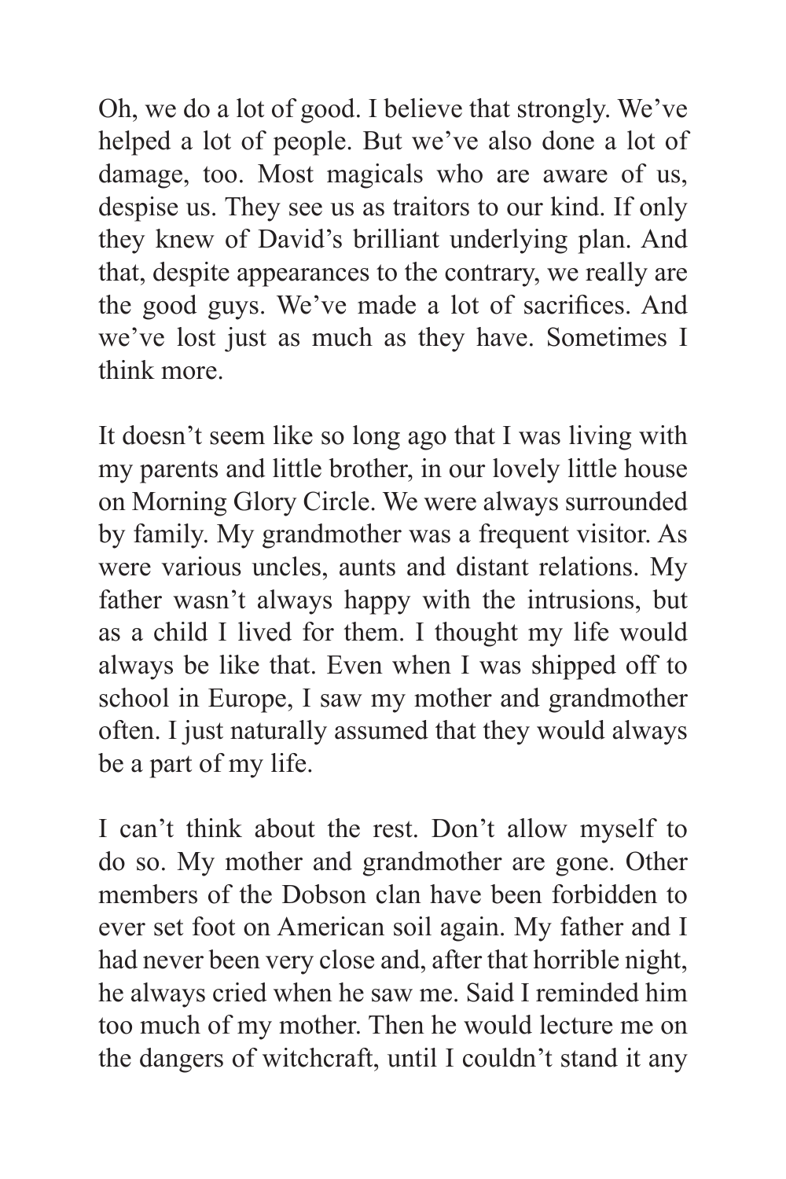Oh, we do a lot of good. I believe that strongly. We've helped a lot of people. But we've also done a lot of damage, too. Most magicals who are aware of us, despise us. They see us as traitors to our kind. If only they knew of David's brilliant underlying plan. And that, despite appearances to the contrary, we really are the good guys. We've made a lot of sacrifices. And we've lost just as much as they have. Sometimes I think more.

It doesn't seem like so long ago that I was living with my parents and little brother, in our lovely little house on Morning Glory Circle. We were always surrounded by family. My grandmother was a frequent visitor. As were various uncles, aunts and distant relations. My father wasn't always happy with the intrusions, but as a child I lived for them. I thought my life would always be like that. Even when I was shipped off to school in Europe, I saw my mother and grandmother often. I just naturally assumed that they would always be a part of my life.

I can't think about the rest. Don't allow myself to do so. My mother and grandmother are gone. Other members of the Dobson clan have been forbidden to ever set foot on American soil again. My father and I had never been very close and, after that horrible night, he always cried when he saw me. Said I reminded him too much of my mother. Then he would lecture me on the dangers of witchcraft, until I couldn't stand it any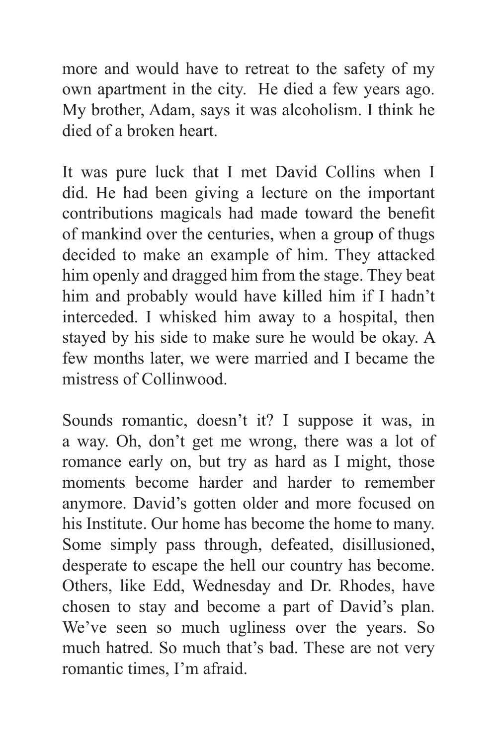more and would have to retreat to the safety of my own apartment in the city. He died a few years ago. My brother, Adam, says it was alcoholism. I think he died of a broken heart.

It was pure luck that I met David Collins when I did. He had been giving a lecture on the important contributions magicals had made toward the benefit of mankind over the centuries, when a group of thugs decided to make an example of him. They attacked him openly and dragged him from the stage. They beat him and probably would have killed him if I hadn't interceded. I whisked him away to a hospital, then stayed by his side to make sure he would be okay. A few months later, we were married and I became the mistress of Collinwood.

Sounds romantic, doesn't it? I suppose it was, in a way. Oh, don't get me wrong, there was a lot of romance early on, but try as hard as I might, those moments become harder and harder to remember anymore. David's gotten older and more focused on his Institute. Our home has become the home to many. Some simply pass through, defeated, disillusioned, desperate to escape the hell our country has become. Others, like Edd, Wednesday and Dr. Rhodes, have chosen to stay and become a part of David's plan. We've seen so much ugliness over the years. So much hatred. So much that's bad. These are not very romantic times, I'm afraid.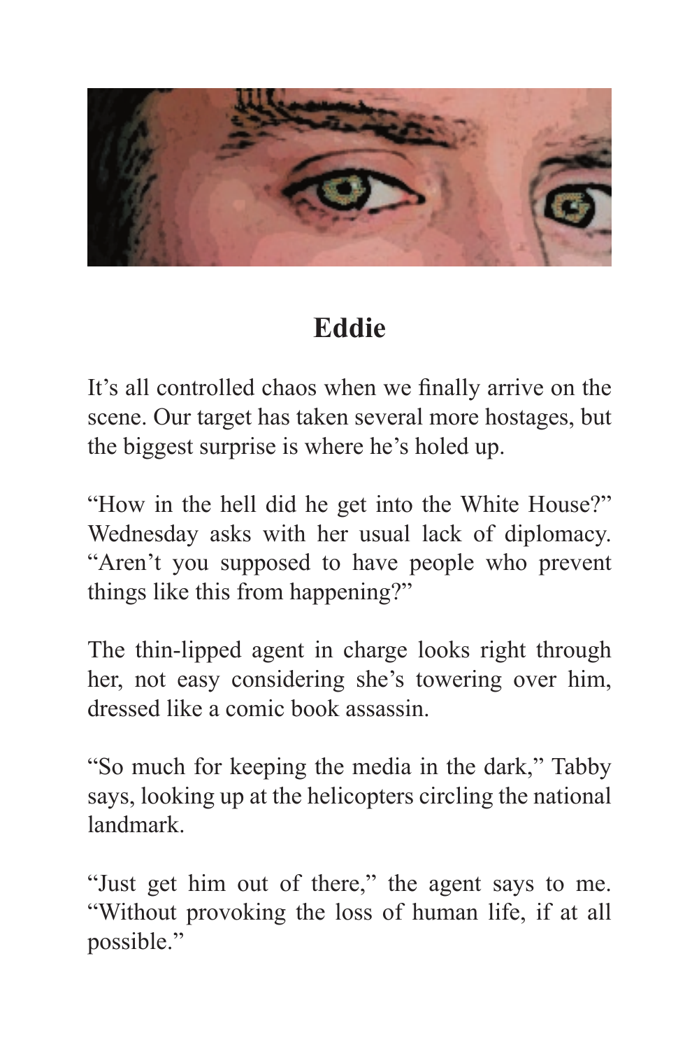# Eddie

It's all controlled chaos when we finally arrive on the scene. Our target has taken several more hostages, but the biggest surprise is where he's holed up.

"How in the hell did he get into the White House?" Wednesday asks with her usual lack of diplomacy. "Aren't you supposed to have people who prevent things like this from happening?"

The thin-lipped agent in charge looks right through her, not easy considering she's towering over him, dressed like a comic book assassin.

"So much for keeping the media in the dark," Tabby says, looking up at the helicopters circling the national landmark.

"Just get him out of there," the agent says to me. "Without provoking the loss of human life, if at all possible."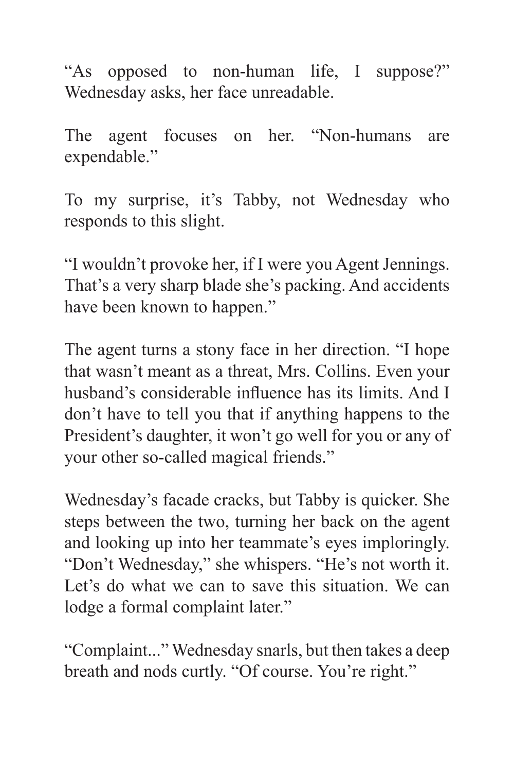“As opposed to non-human life, I suppose?” Wednesday asks, her face unreadable.

The agent focuses on her. “Non-humans are expendable.”

To my surprise, it’s Tabby, not Wednesday who responds to this slight.

“I wouldn’t provoke her, if I were you Agent Jennings. That’s a very sharp blade she’s packing. And accidents have been known to happen.”

The agent turns a stony face in her direction. “I hope that wasn’t meant as a threat, Mrs. Collins. Even your husband’s considerable influence has its limits. And I don’t have to tell you that if anything happens to the President’s daughter, it won’t go well for you or any of your other so-called magical friends.”

Wednesday’s facade cracks, but Tabby is quicker. She steps between the two, turning her back on the agent and looking up into her teammate’s eyes imploringly. “Don’t Wednesday,” she whispers. “He’s not worth it. Let’s do what we can to save this situation. We can lodge a formal complaint later.”

“Complaint...” Wednesday snarls, but then takes a deep breath and nods curtly. “Of course. You’re right.”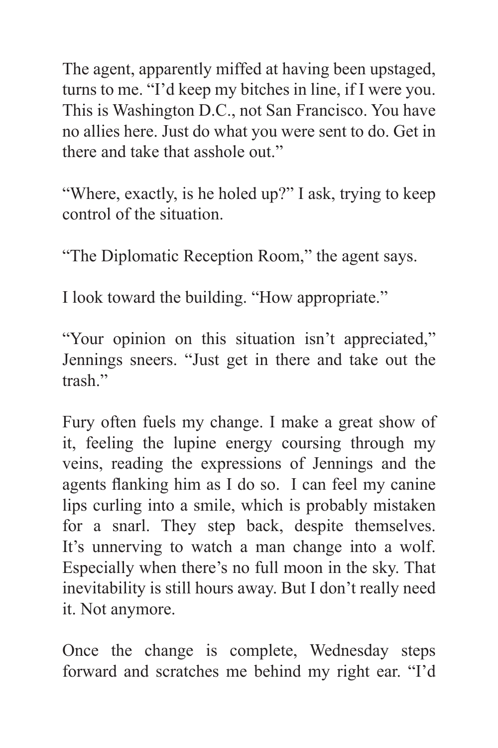The agent, apparently miffed at having been upstaged, turns to me. "I'd keep my bitches in line, if I were you. This is Washington D.C., not San Francisco. You have no allies here. Just do what you were sent to do. Get in there and take that asshole out."

"Where, exactly, is he holed up?" I ask, trying to keep control of the situation.

"The Diplomatic Reception Room," the agent says.

I look toward the building. "How appropriate."

"Your opinion on this situation isn't appreciated," Jennings sneers. "Just get in there and take out the trash."

Fury often fuels my change. I make a great show of it, feeling the lupine energy coursing through my veins, reading the expressions of Jennings and the agents flanking him as I do so. I can feel my canine lips curling into a smile, which is probably mistaken for a snarl. They step back, despite themselves. It's unnerving to watch a man change into a wolf. Especially when there's no full moon in the sky. That inevitability is still hours away. But I don't really need it. Not anymore.

Once the change is complete, Wednesday steps forward and scratches me behind my right ear. "I'd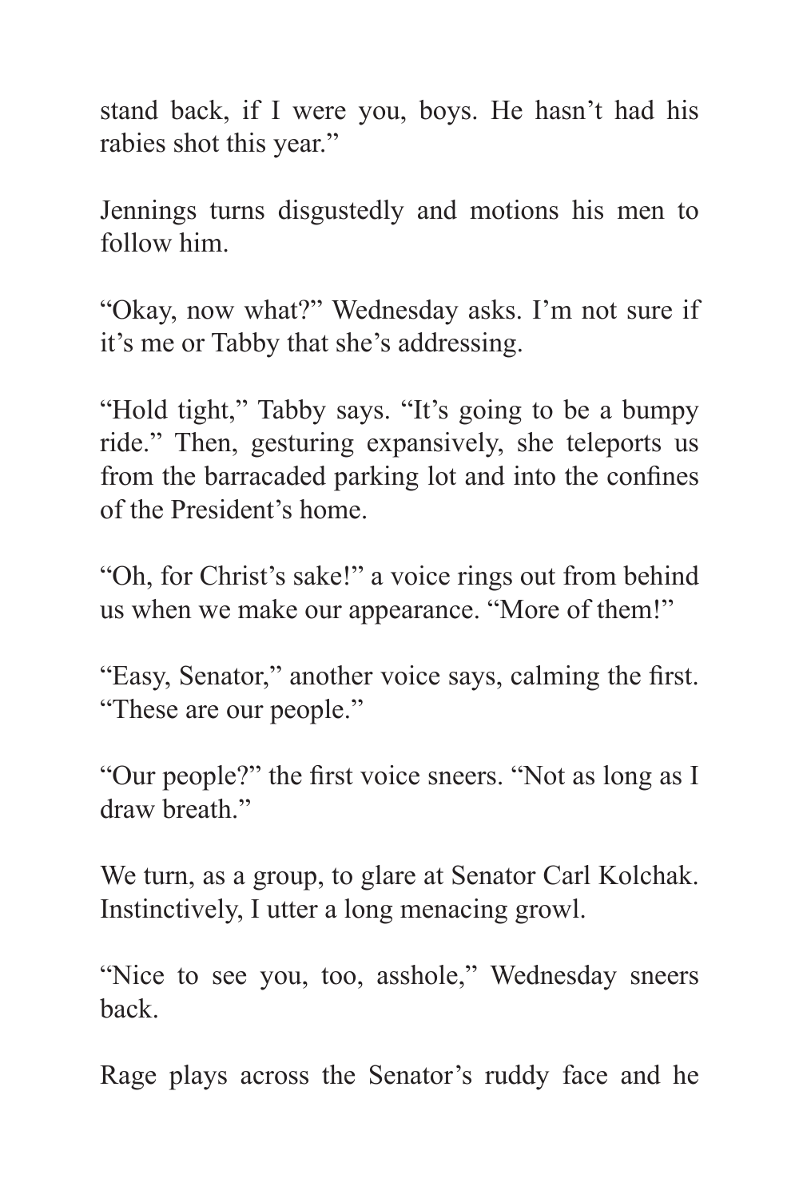stand back, if I were you, boys. He hasn't had his rabies shot this year."

Jennings turns disgustedly and motions his men to follow him.

"Okay, now what?" Wednesday asks. I'm not sure if it's me or Tabby that she's addressing.

"Hold tight," Tabby says. "It's going to be a bumpy ride." Then, gesturing expansively, she teleports us from the barracaded parking lot and into the confines of the President's home.

"Oh, for Christ's sake!" a voice rings out from behind us when we make our appearance. "More of them!"

"Easy, Senator," another voice says, calming the first. "These are our people."

"Our people?" the first voice sneers. "Not as long as I draw breath."

We turn, as a group, to glare at Senator Carl Kolchak. Instinctively, I utter a long menacing growl.

"Nice to see you, too, asshole," Wednesday sneers back.

Rage plays across the Senator's ruddy face and he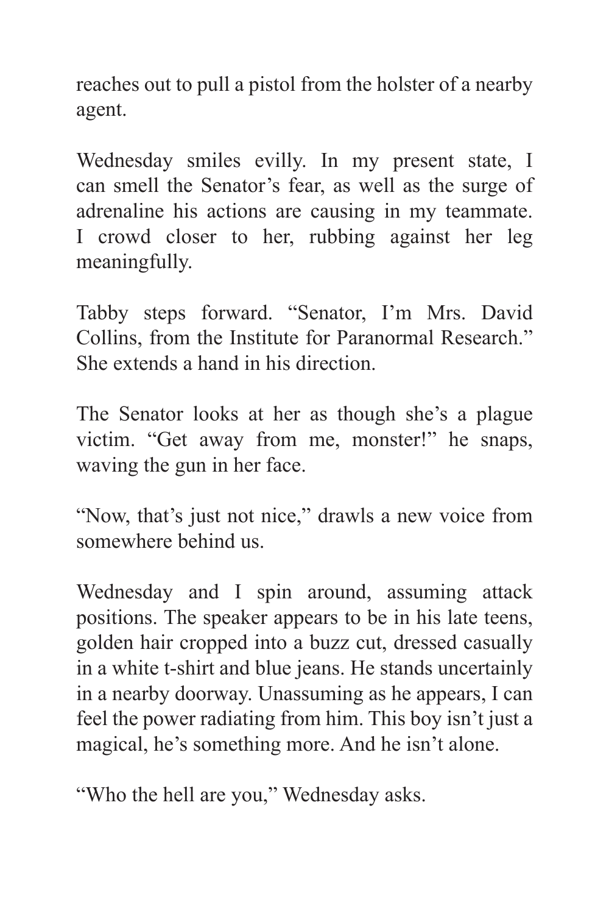reaches out to pull a pistol from the holster of a nearby agent.

Wednesday smiles evilly. In my present state, I can smell the Senator's fear, as well as the surge of adrenaline his actions are causing in my teammate. I crowd closer to her, rubbing against her leg meaningfully.

Tabby steps forward. "Senator, I'm Mrs. David Collins, from the Institute for Paranormal Research." She extends a hand in his direction.

The Senator looks at her as though she's a plague victim. "Get away from me, monster!" he snaps, waving the gun in her face.

"Now, that's just not nice," drawls a new voice from somewhere behind us.

Wednesday and I spin around, assuming attack positions. The speaker appears to be in his late teens, golden hair cropped into a buzz cut, dressed casually in a white t-shirt and blue jeans. He stands uncertainly in a nearby doorway. Unassuming as he appears, I can feel the power radiating from him. This boy isn't just a magical, he's something more. And he isn't alone.

"Who the hell are you," Wednesday asks.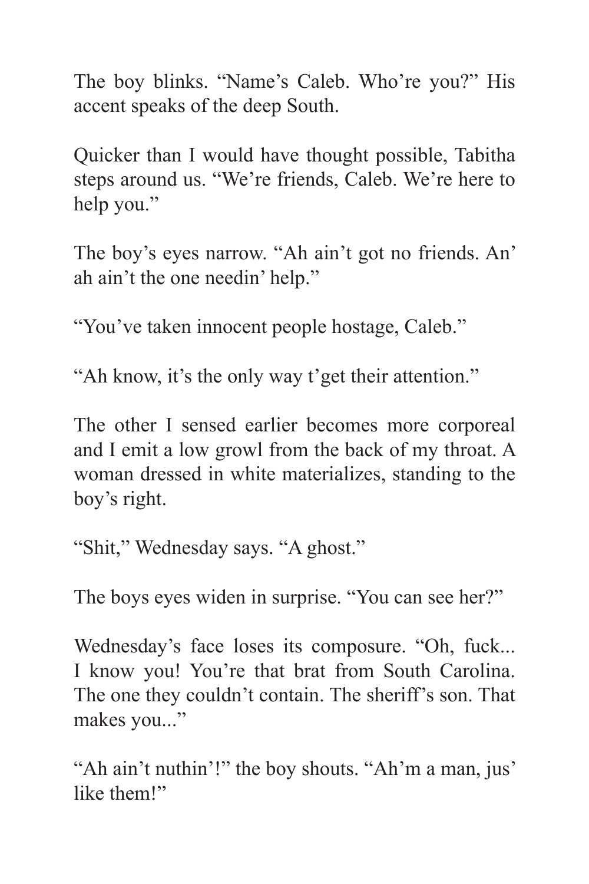The boy blinks. "Name's Caleb. Who're you?" His accent speaks of the deep South.

Quicker than I would have thought possible, Tabitha steps around us. "We're friends, Caleb. We're here to help you."

The boy's eyes narrow. "Ah ain't got no friends. An' ah ain't the one needin' help."

"You've taken innocent people hostage, Caleb."

"Ah know, it's the only way t'get their attention."

The other I sensed earlier becomes more corporeal and I emit a low growl from the back of my throat. A woman dressed in white materializes, standing to the boy's right.

"Shit," Wednesday says. "A ghost."

The boys eyes widen in surprise. "You can see her?"

Wednesday's face loses its composure. "Oh, fuck... I know you! You're that brat from South Carolina. The one they couldn't contain. The sheriff's son. That makes you..."

"Ah ain't nuthin'!" the boy shouts. "Ah'm a man, jus' like them!"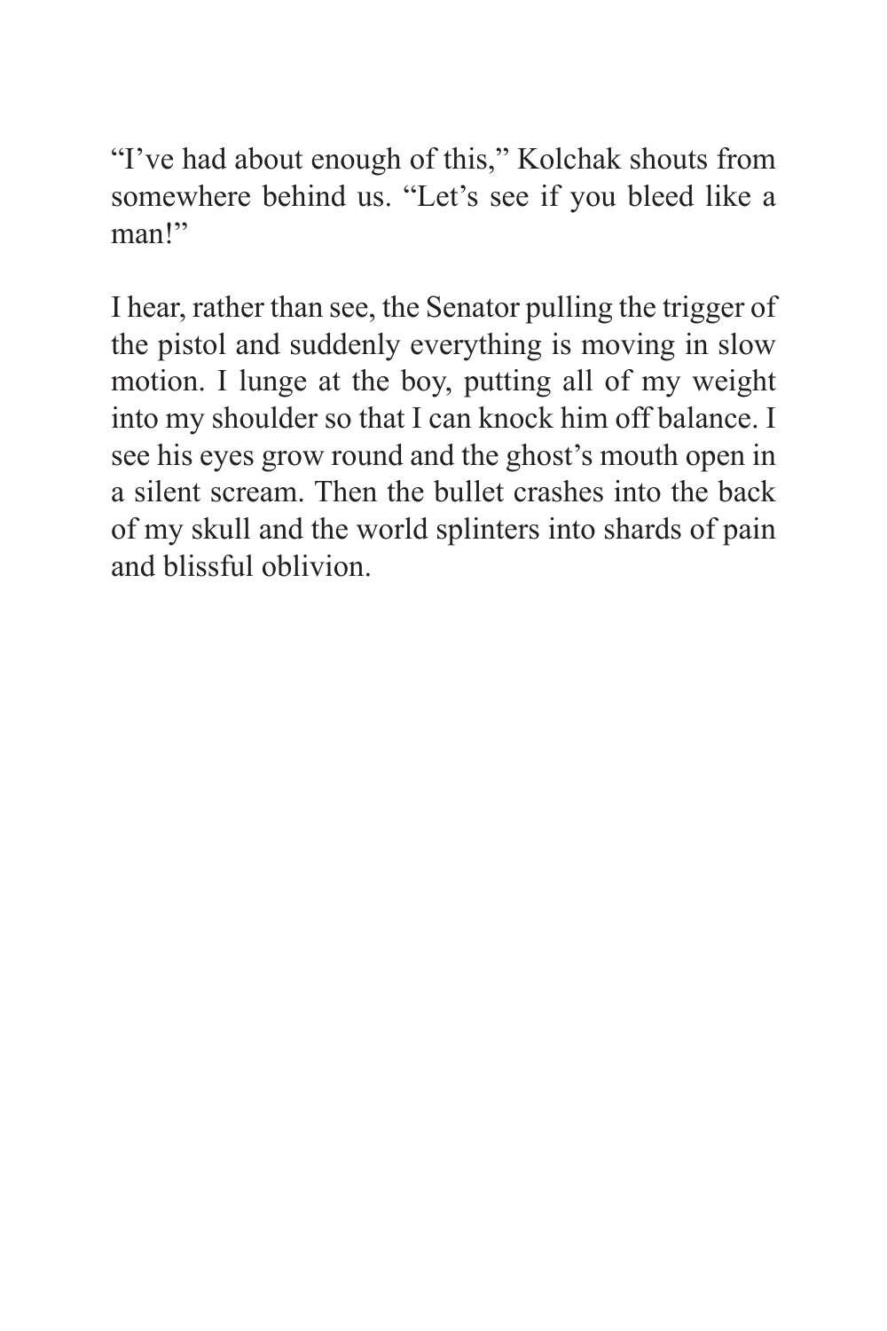"I've had about enough of this," Kolchak shouts from somewhere behind us. "Let's see if you bleed like a man!"

I hear, rather than see, the Senator pulling the trigger of the pistol and suddenly everything is moving in slow motion. I lunge at the boy, putting all of my weight into my shoulder so that I can knock him off balance. I see his eyes grow round and the ghost's mouth open in a silent scream. Then the bullet crashes into the back of my skull and the world splinters into shards of pain and blissful oblivion.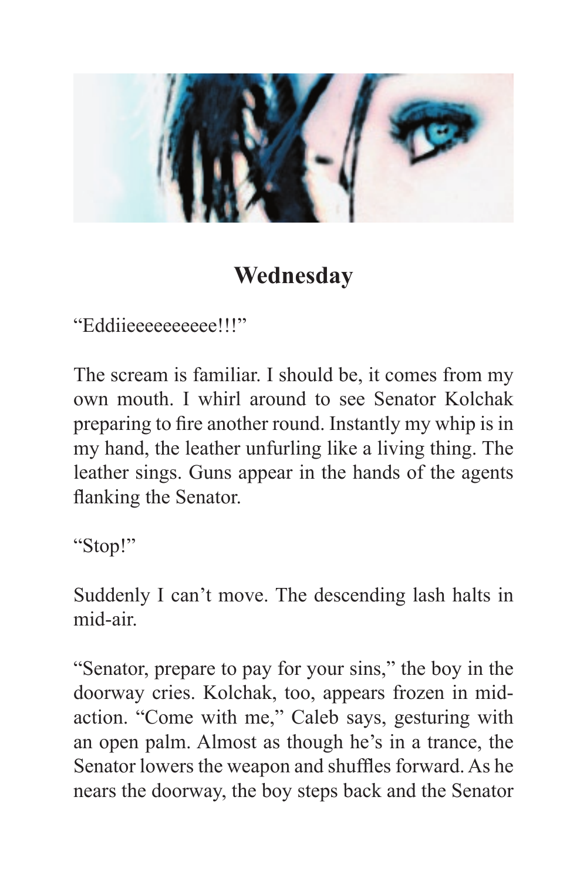## Wednesday

"Eddiieeeeeeeeee!!!"

The scream is familiar. I should be, it comes from my own mouth. I whirl around to see Senator Kolchak preparing to fire another round. Instantly my whip is in my hand, the leather unfurling like a living thing. The leather sings. Guns appear in the hands of the agents flanking the Senator.

"Stop!"

Suddenly I can't move. The descending lash halts in mid-air.

"Senator, prepare to pay for your sins," the boy in the doorway cries. Kolchak, too, appears frozen in mid-action. "Come with me," Caleb says, gesturing with an open palm. Almost as though he's in a trance, the Senator lowers the weapon and shuffles forward. As he nears the doorway, the boy steps back and the Senator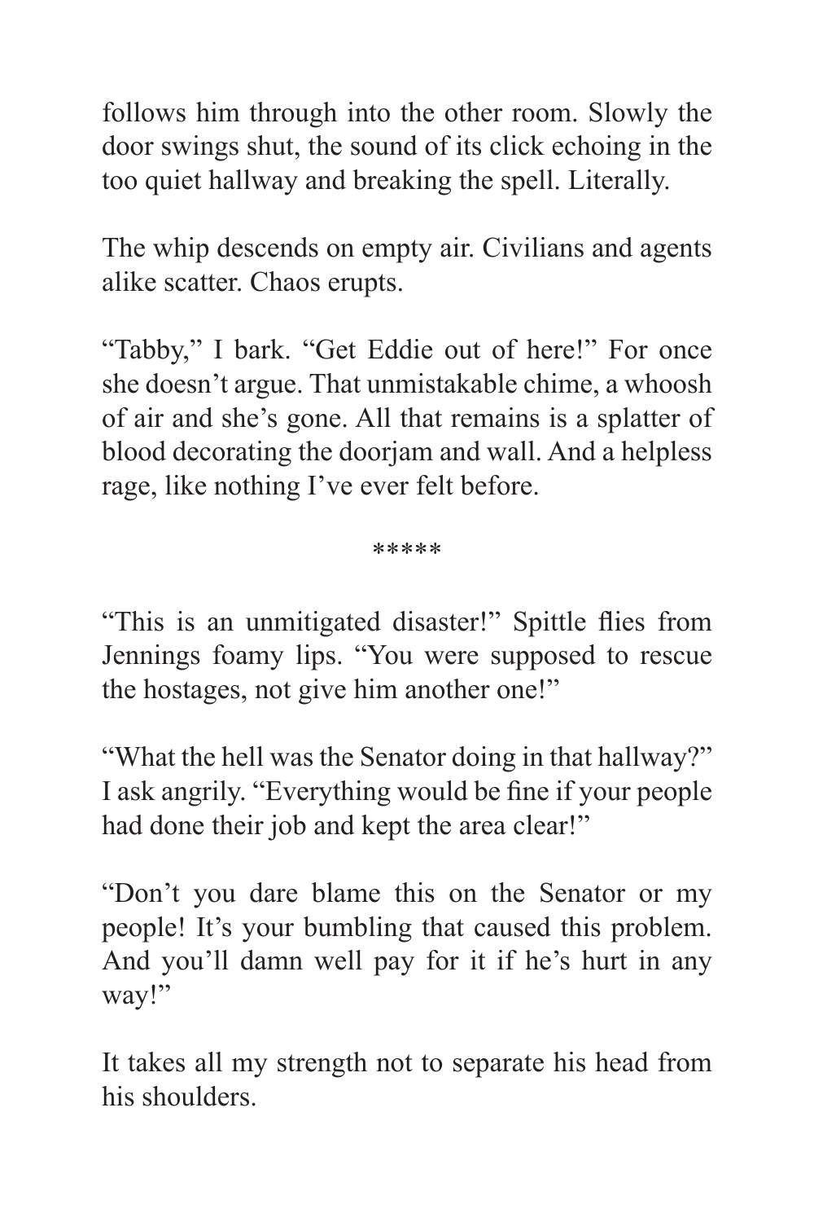follows him through into the other room. Slowly the door swings shut, the sound of its click echoing in the too quiet hallway and breaking the spell. Literally.

The whip descends on empty air. Civilians and agents alike scatter. Chaos erupts.

“Tabby,” I bark. “Get Eddie out of here!” For once she doesn’t argue. That unmistakable chime, a whoosh of air and she’s gone. All that remains is a splatter of blood decorating the doorjam and wall. And a helpless rage, like nothing I’ve ever felt before.

*****

“This is an unmitigated disaster!” Spittle flies from Jennings foamy lips. “You were supposed to rescue the hostages, not give him another one!”

“What the hell was the Senator doing in that hallway?” I ask angrily. “Everything would be fine if your people had done their job and kept the area clear!”

“Don’t you dare blame this on the Senator or my people! It’s your bumbling that caused this problem. And you’ll damn well pay for it if he’s hurt in any way!”

It takes all my strength not to separate his head from his shoulders.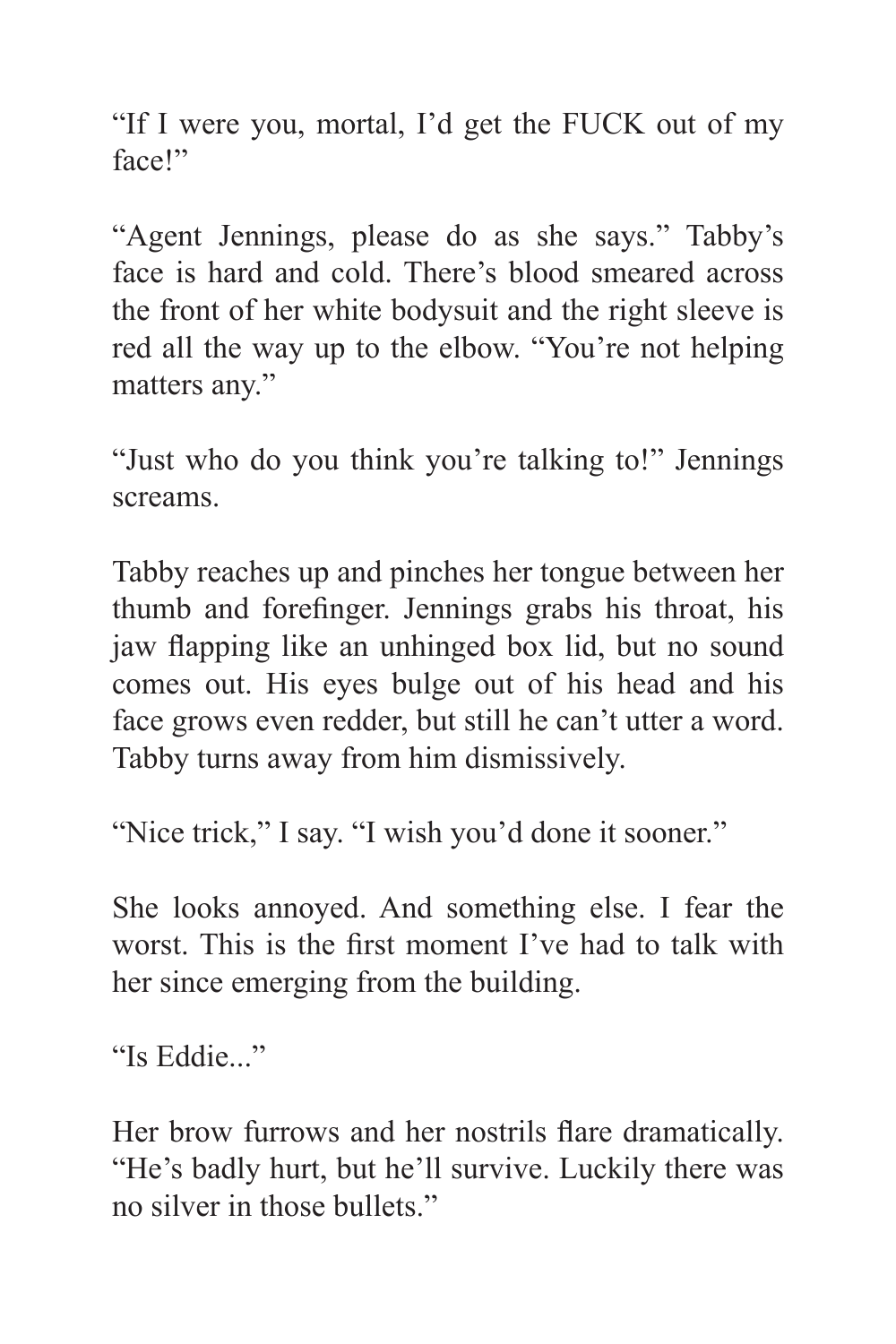“If I were you, mortal, I’d get the FUCK out of my face!”

“Agent Jennings, please do as she says.” Tabby’s face is hard and cold. There’s blood smeared across the front of her white bodysuit and the right sleeve is red all the way up to the elbow. “You’re not helping matters any.”

“Just who do you think you’re talking to!” Jennings screams.

Tabby reaches up and pinches her tongue between her thumb and forefinger. Jennings grabs his throat, his jaw flapping like an unhinged box lid, but no sound comes out. His eyes bulge out of his head and his face grows even redder, but still he can’t utter a word. Tabby turns away from him dismissively.

“Nice trick,” I say. “I wish you’d done it sooner.”

She looks annoyed. And something else. I fear the worst. This is the first moment I’ve had to talk with her since emerging from the building.

“Is Eddie...”

Her brow furrows and her nostrils flare dramatically. “He’s badly hurt, but he’ll survive. Luckily there was no silver in those bullets.”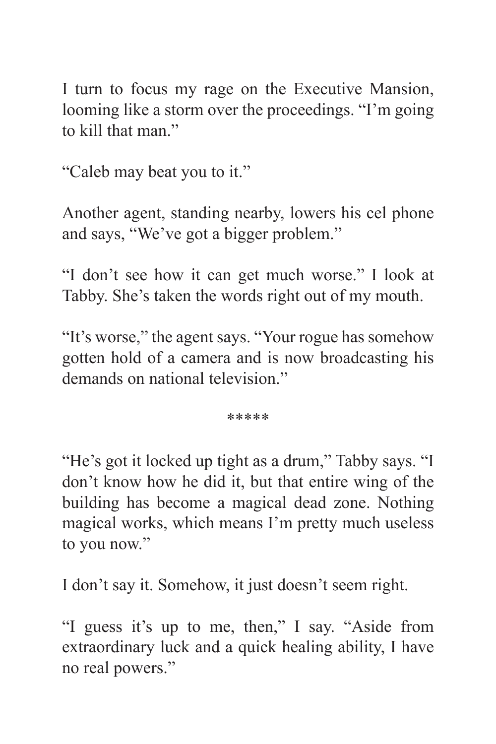I turn to focus my rage on the Executive Mansion, looming like a storm over the proceedings. “I’m going to kill that man.”

“Caleb may beat you to it.”

Another agent, standing nearby, lowers his cel phone and says, “We’ve got a bigger problem.”

“I don’t see how it can get much worse.” I look at Tabby. She’s taken the words right out of my mouth.

“It’s worse,” the agent says. “Your rogue has somehow gotten hold of a camera and is now broadcasting his demands on national television.”

*****

“He’s got it locked up tight as a drum,” Tabby says. “I don’t know how he did it, but that entire wing of the building has become a magical dead zone. Nothing magical works, which means I’m pretty much useless to you now.”

I don’t say it. Somehow, it just doesn’t seem right.

“I guess it’s up to me, then,” I say. “Aside from extraordinary luck and a quick healing ability, I have no real powers.”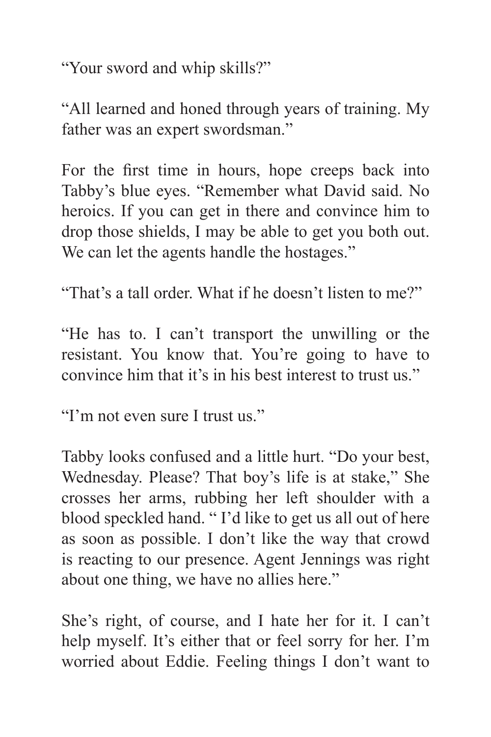"Your sword and whip skills?"

"All learned and honed through years of training. My father was an expert swordsman."

For the first time in hours, hope creeps back into Tabby's blue eyes. "Remember what David said. No heroics. If you can get in there and convince him to drop those shields, I may be able to get you both out. We can let the agents handle the hostages."

"That's a tall order. What if he doesn't listen to me?"

"He has to. I can't transport the unwilling or the resistant. You know that. You're going to have to convince him that it's in his best interest to trust us."

"I'm not even sure I trust us."

Tabby looks confused and a little hurt. "Do your best, Wednesday. Please? That boy's life is at stake," She crosses her arms, rubbing her left shoulder with a blood speckled hand. " I'd like to get us all out of here as soon as possible. I don't like the way that crowd is reacting to our presence. Agent Jennings was right about one thing, we have no allies here."

She's right, of course, and I hate her for it. I can't help myself. It's either that or feel sorry for her. I'm worried about Eddie. Feeling things I don't want to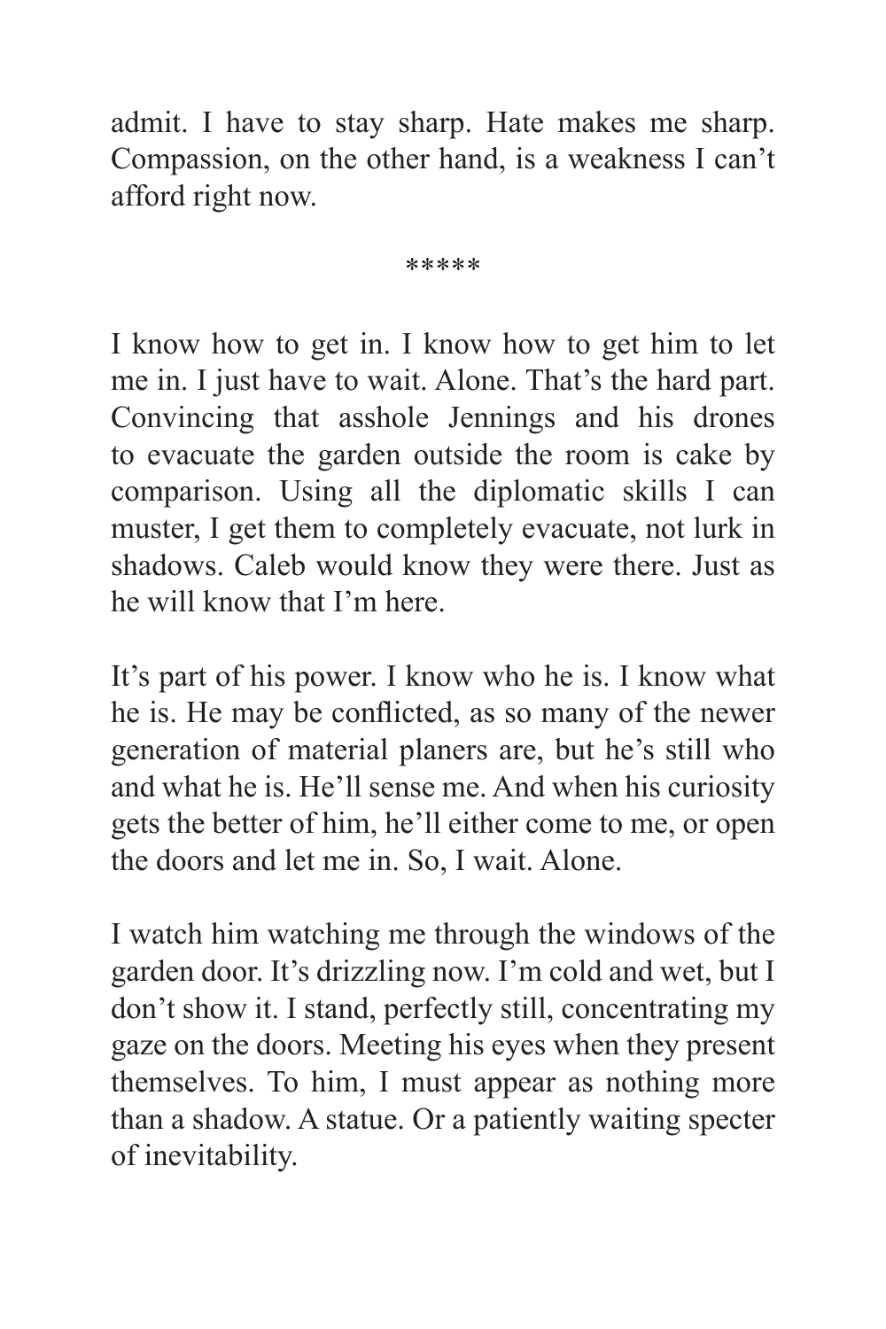admit. I have to stay sharp. Hate makes me sharp. Compassion, on the other hand, is a weakness I can't afford right now.

*****

I know how to get in. I know how to get him to let me in. I just have to wait. Alone. That's the hard part. Convincing that asshole Jennings and his drones to evacuate the garden outside the room is cake by comparison. Using all the diplomatic skills I can muster, I get them to completely evacuate, not lurk in shadows. Caleb would know they were there. Just as he will know that I'm here.

It's part of his power. I know who he is. I know what he is. He may be conflicted, as so many of the newer generation of material planers are, but he's still who and what he is. He'll sense me. And when his curiosity gets the better of him, he'll either come to me, or open the doors and let me in. So, I wait. Alone.

I watch him watching me through the windows of the garden door. It's drizzling now. I'm cold and wet, but I don't show it. I stand, perfectly still, concentrating my gaze on the doors. Meeting his eyes when they present themselves. To him, I must appear as nothing more than a shadow. A statue. Or a patiently waiting specter of inevitability.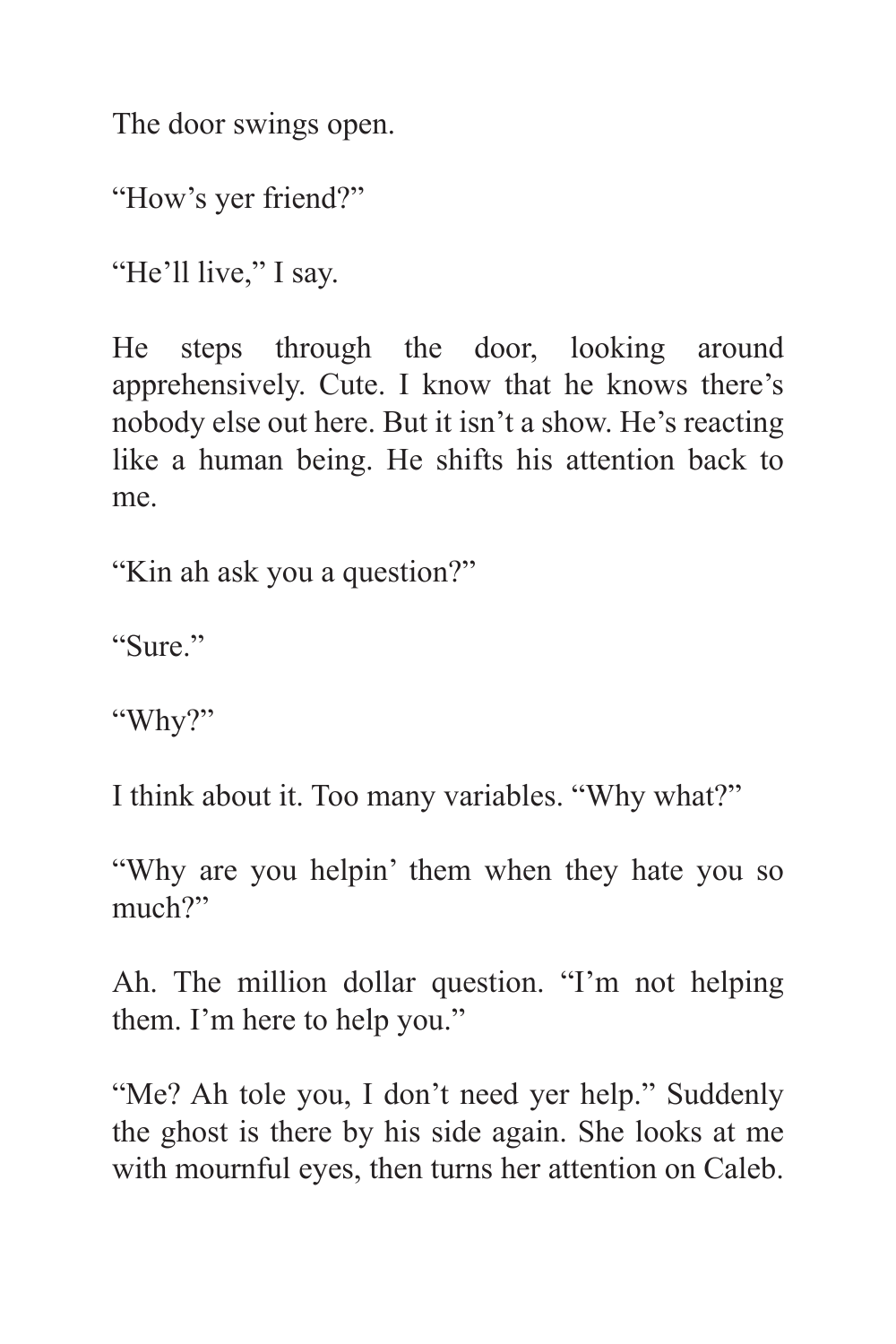The door swings open.

"How's yer friend?"

"He'll live," I say.

He steps through the door, looking around apprehensively. Cute. I know that he knows there's nobody else out here. But it isn't a show. He's reacting like a human being. He shifts his attention back to me.

"Kin ah ask you a question?"

"Sure."

"Why?"

I think about it. Too many variables. "Why what?"

"Why are you helpin' them when they hate you so much?"

Ah. The million dollar question. "I'm not helping them. I'm here to help you."

"Me? Ah tole you, I don't need yer help." Suddenly the ghost is there by his side again. She looks at me with mournful eyes, then turns her attention on Caleb.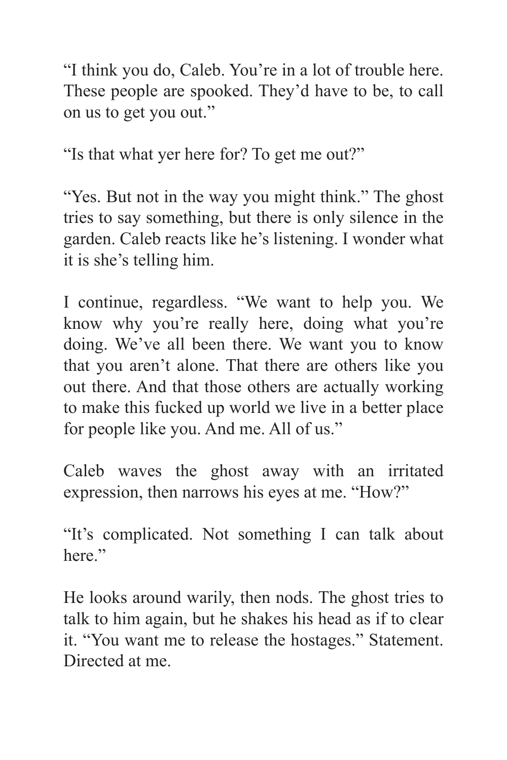"I think you do, Caleb. You're in a lot of trouble here. These people are spooked. They'd have to be, to call on us to get you out."

"Is that what yer here for? To get me out?"

"Yes. But not in the way you might think." The ghost tries to say something, but there is only silence in the garden. Caleb reacts like he's listening. I wonder what it is she's telling him.

I continue, regardless. "We want to help you. We know why you're really here, doing what you're doing. We've all been there. We want you to know that you aren't alone. That there are others like you out there. And that those others are actually working to make this fucked up world we live in a better place for people like you. And me. All of us."

Caleb waves the ghost away with an irritated expression, then narrows his eyes at me. "How?"

"It's complicated. Not something I can talk about here."

He looks around warily, then nods. The ghost tries to talk to him again, but he shakes his head as if to clear it. "You want me to release the hostages." Statement. Directed at me.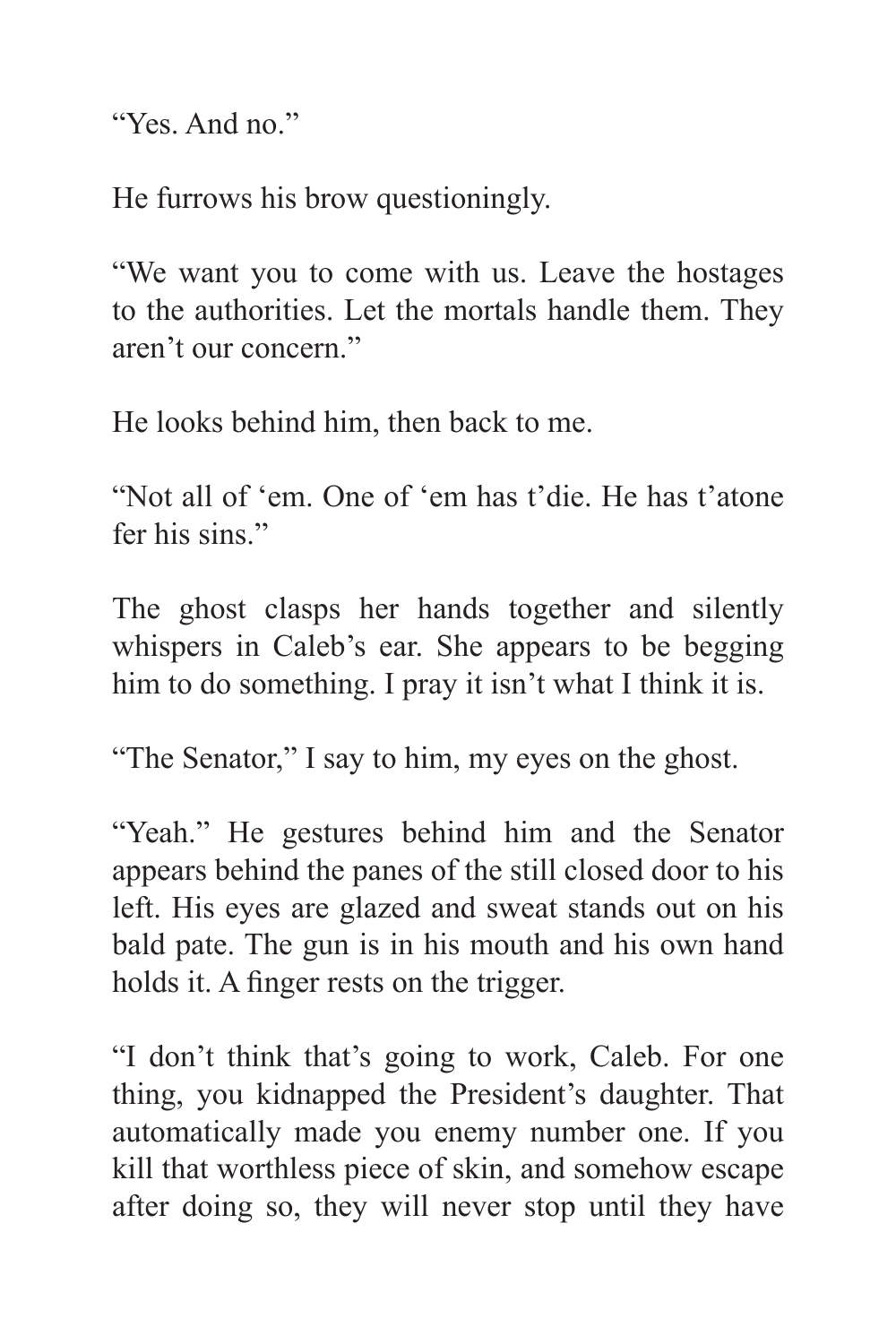"Yes. And no."

He furrows his brow questioningly.

"We want you to come with us. Leave the hostages to the authorities. Let the mortals handle them. They aren't our concern."

He looks behind him, then back to me.

"Not all of 'em. One of 'em has t'die. He has t'atone fer his sins."

The ghost clasps her hands together and silently whispers in Caleb's ear. She appears to be begging him to do something. I pray it isn't what I think it is.

"The Senator," I say to him, my eyes on the ghost.

"Yeah." He gestures behind him and the Senator appears behind the panes of the still closed door to his left. His eyes are glazed and sweat stands out on his bald pate. The gun is in his mouth and his own hand holds it. A finger rests on the trigger.

"I don't think that's going to work, Caleb. For one thing, you kidnapped the President's daughter. That automatically made you enemy number one. If you kill that worthless piece of skin, and somehow escape after doing so, they will never stop until they have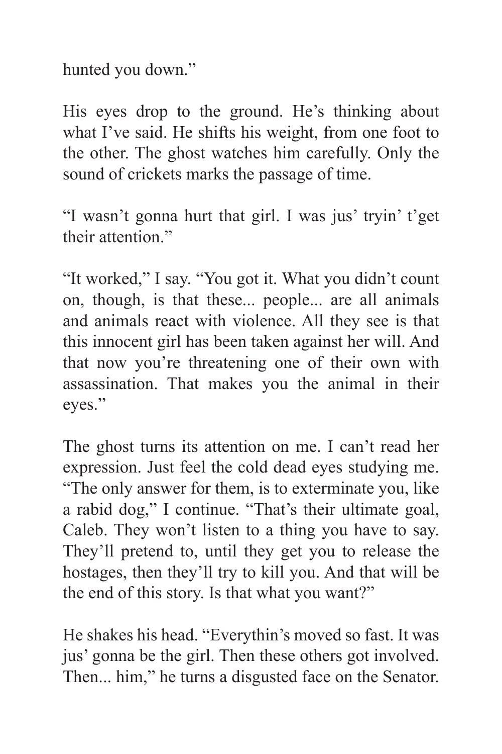hunted you down."

His eyes drop to the ground. He's thinking about what I've said. He shifts his weight, from one foot to the other. The ghost watches him carefully. Only the sound of crickets marks the passage of time.

"I wasn't gonna hurt that girl. I was jus' tryin' t'get their attention."

"It worked," I say. "You got it. What you didn't count on, though, is that these... people... are all animals and animals react with violence. All they see is that this innocent girl has been taken against her will. And that now you're threatening one of their own with assassination. That makes you the animal in their eyes."

The ghost turns its attention on me. I can't read her expression. Just feel the cold dead eyes studying me. "The only answer for them, is to exterminate you, like a rabid dog," I continue. "That's their ultimate goal, Caleb. They won't listen to a thing you have to say. They'll pretend to, until they get you to release the hostages, then they'll try to kill you. And that will be the end of this story. Is that what you want?"

He shakes his head. "Everythin's moved so fast. It was jus' gonna be the girl. Then these others got involved. Then... him," he turns a disgusted face on the Senator.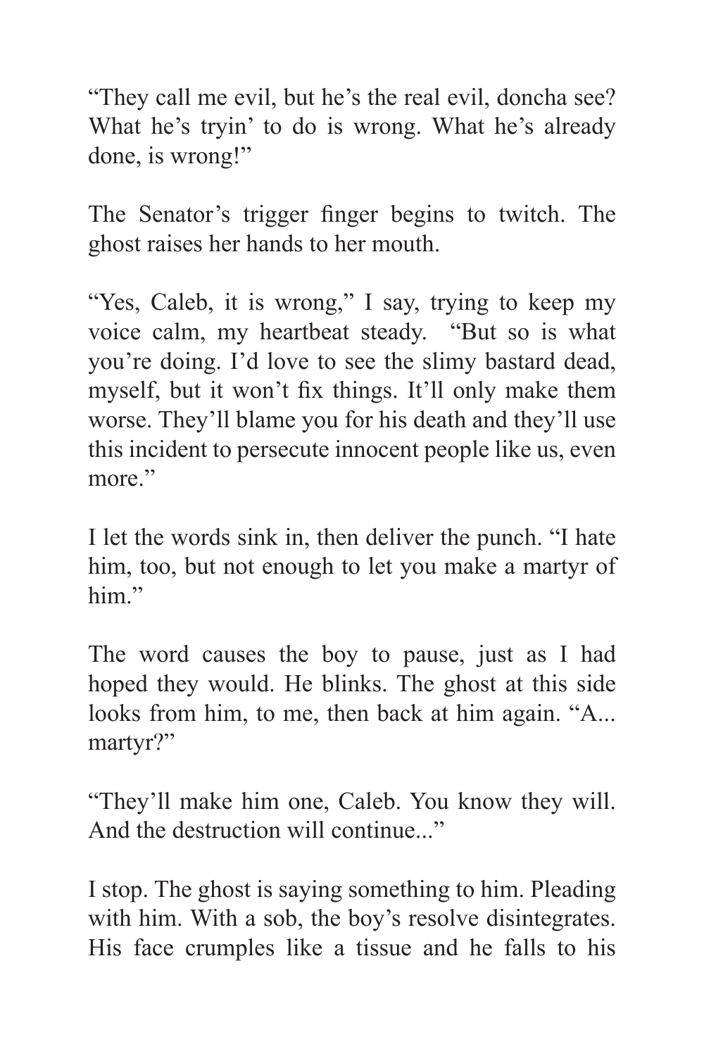"They call me evil, but he's the real evil, doncha see? What he's tryin' to do is wrong. What he's already done, is wrong!"

The Senator's trigger finger begins to twitch. The ghost raises her hands to her mouth.

"Yes, Caleb, it is wrong," I say, trying to keep my voice calm, my heartbeat steady. "But so is what you're doing. I'd love to see the slimy bastard dead, myself, but it won't fix things. It'll only make them worse. They'll blame you for his death and they'll use this incident to persecute innocent people like us, even more."

I let the words sink in, then deliver the punch. "I hate him, too, but not enough to let you make a martyr of him."

The word causes the boy to pause, just as I had hoped they would. He blinks. The ghost at this side looks from him, to me, then back at him again. "A... martyr?"

"They'll make him one, Caleb. You know they will. And the destruction will continue..."

I stop. The ghost is saying something to him. Pleading with him. With a sob, the boy's resolve disintegrates. His face crumples like a tissue and he falls to his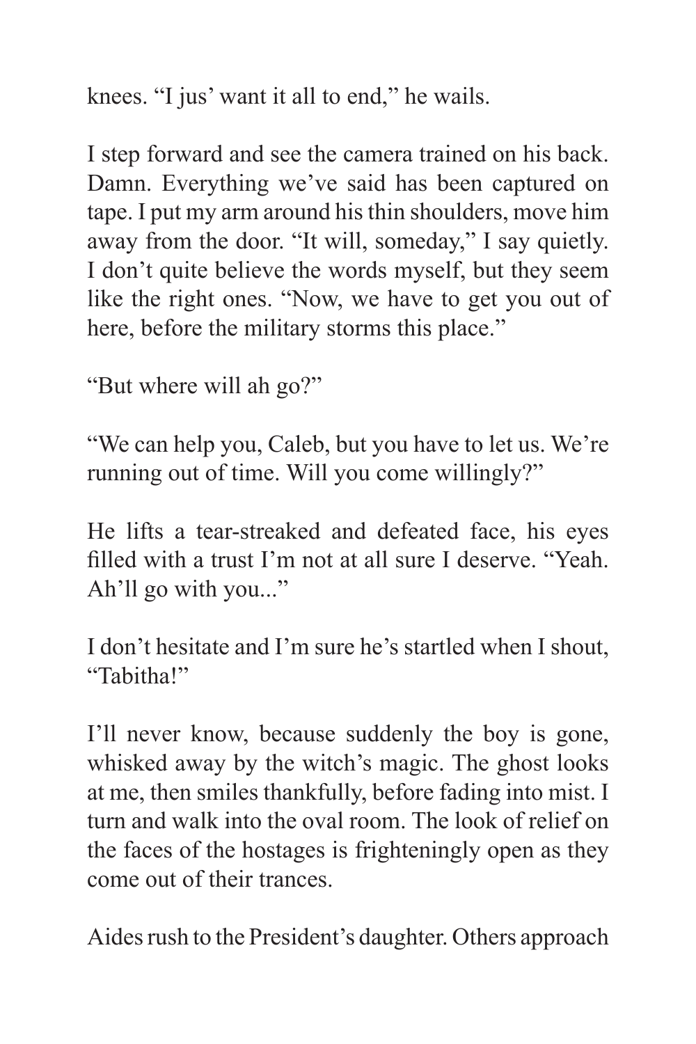knees. "I jus' want it all to end," he wails.

I step forward and see the camera trained on his back. Damn. Everything we've said has been captured on tape. I put my arm around his thin shoulders, move him away from the door. "It will, someday," I say quietly. I don't quite believe the words myself, but they seem like the right ones. "Now, we have to get you out of here, before the military storms this place."

"But where will ah go?"

"We can help you, Caleb, but you have to let us. We're running out of time. Will you come willingly?"

He lifts a tear-streaked and defeated face, his eyes filled with a trust I'm not at all sure I deserve. "Yeah. Ah'll go with you..."

I don't hesitate and I'm sure he's startled when I shout, "Tabitha!"

I'll never know, because suddenly the boy is gone, whisked away by the witch's magic. The ghost looks at me, then smiles thankfully, before fading into mist. I turn and walk into the oval room. The look of relief on the faces of the hostages is frighteningly open as they come out of their trances.

Aides rush to the President's daughter. Others approach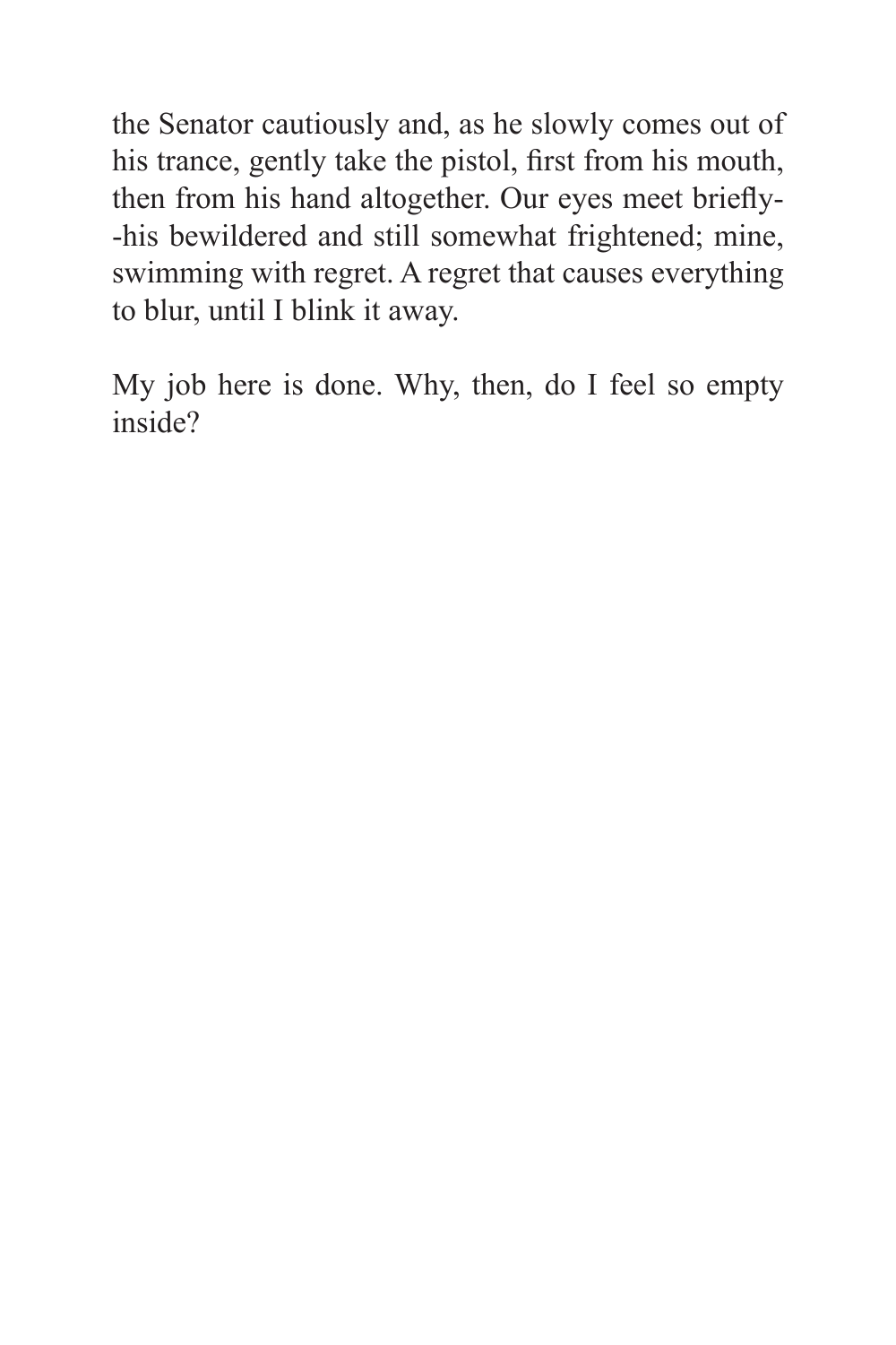the Senator cautiously and, as he slowly comes out of his trance, gently take the pistol, first from his mouth, then from his hand altogether. Our eyes meet briefly--his bewildered and still somewhat frightened; mine, swimming with regret. A regret that causes everything to blur, until I blink it away.

My job here is done. Why, then, do I feel so empty inside?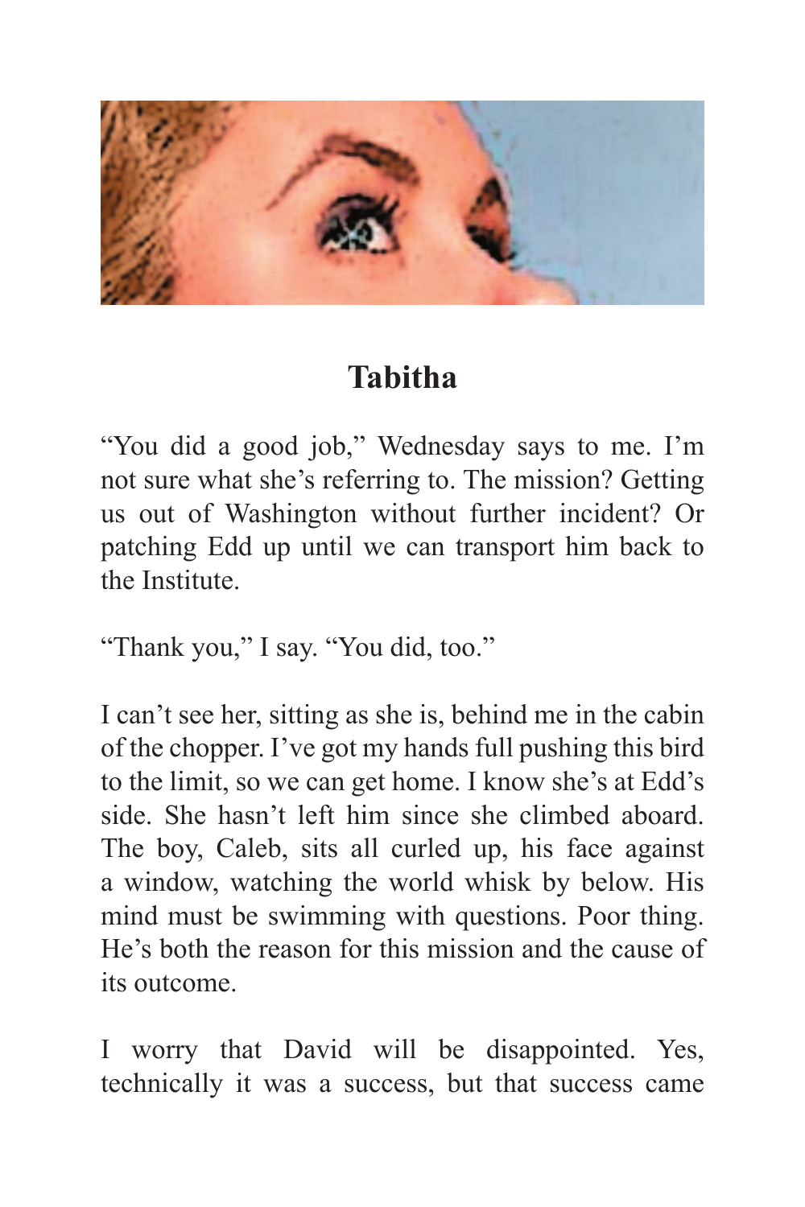## Tabitha

"You did a good job," Wednesday says to me. I'm not sure what she's referring to. The mission? Getting us out of Washington without further incident? Or patching Edd up until we can transport him back to the Institute.

"Thank you," I say. "You did, too."

I can't see her, sitting as she is, behind me in the cabin of the chopper. I've got my hands full pushing this bird to the limit, so we can get home. I know she's at Edd's side. She hasn't left him since she climbed aboard. The boy, Caleb, sits all curled up, his face against a window, watching the world whisk by below. His mind must be swimming with questions. Poor thing. He's both the reason for this mission and the cause of its outcome.

I worry that David will be disappointed. Yes, technically it was a success, but that success came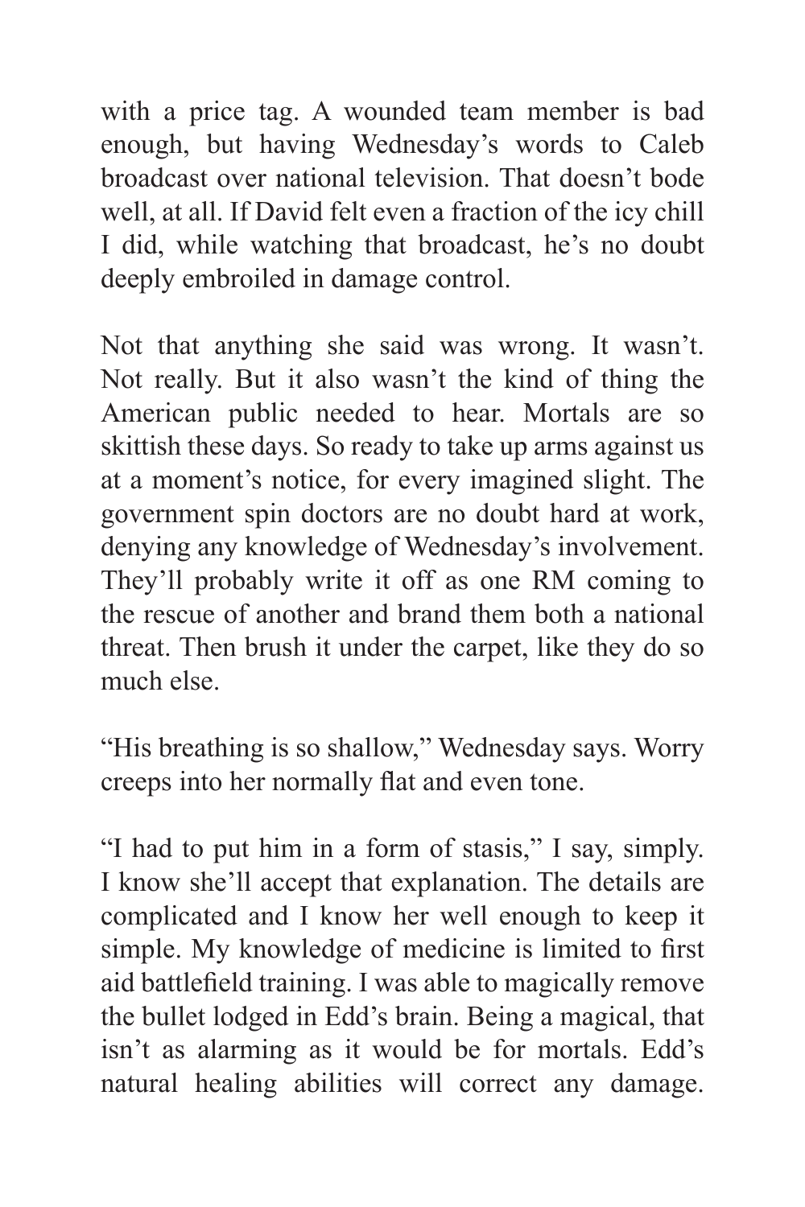with a price tag. A wounded team member is bad enough, but having Wednesday's words to Caleb broadcast over national television. That doesn't bode well, at all. If David felt even a fraction of the icy chill I did, while watching that broadcast, he's no doubt deeply embroiled in damage control.

Not that anything she said was wrong. It wasn't. Not really. But it also wasn't the kind of thing the American public needed to hear. Mortals are so skittish these days. So ready to take up arms against us at a moment's notice, for every imagined slight. The government spin doctors are no doubt hard at work, denying any knowledge of Wednesday's involvement. They'll probably write it off as one RM coming to the rescue of another and brand them both a national threat. Then brush it under the carpet, like they do so much else.

"His breathing is so shallow," Wednesday says. Worry creeps into her normally flat and even tone.

"I had to put him in a form of stasis," I say, simply. I know she'll accept that explanation. The details are complicated and I know her well enough to keep it simple. My knowledge of medicine is limited to first aid battlefield training. I was able to magically remove the bullet lodged in Edd's brain. Being a magical, that isn't as alarming as it would be for mortals. Edd's natural healing abilities will correct any damage.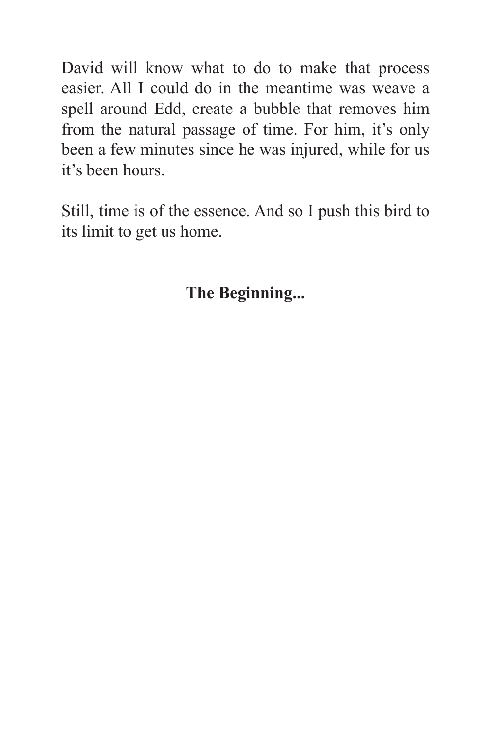David will know what to do to make that process easier. All I could do in the meantime was weave a spell around Edd, create a bubble that removes him from the natural passage of time. For him, it's only been a few minutes since he was injured, while for us it's been hours.

Still, time is of the essence. And so I push this bird to its limit to get us home.

**The Beginning...**